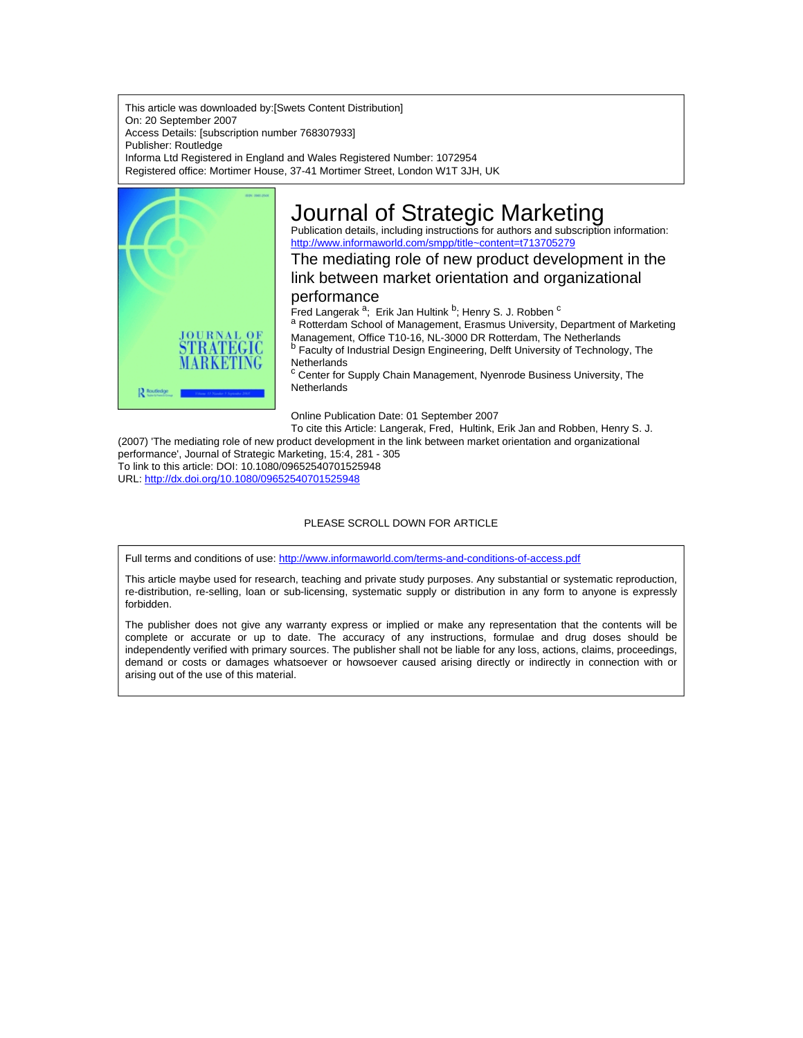This article was downloaded by:[Swets Content Distribution]
On: 20 September 2007
Access Details: [subscription number 768307933]
Publisher: Routledge
Informa Ltd Registered in England and Wales Registered Number: 1072954
Registered office: Mortimer House, 37-41 Mortimer Street, London W1T 3JH, UK

# Journal of Strategic Marketing

Publication details, including instructions for authors and subscription information:
http://www.informaworld.com/smpp/title~content=t713705279

## The mediating role of new product development in the link between market orientation and organizational performance

Fred Langerak [a]; Erik Jan Hultink [b]; Henry S. J. Robben [c]

[a] Rotterdam School of Management, Erasmus University, Department of Marketing Management, Office T10-16, NL-3000 DR Rotterdam, The Netherlands
[b] Faculty of Industrial Design Engineering, Delft University of Technology, The Netherlands
[c] Center for Supply Chain Management, Nyenrode Business University, The Netherlands

Online Publication Date: 01 September 2007

To cite this Article: Langerak, Fred, Hultink, Erik Jan and Robben, Henry S. J. (2007) 'The mediating role of new product development in the link between market orientation and organizational performance', Journal of Strategic Marketing, 15:4, 281 - 305

To link to this article: DOI: 10.1080/09652540701525948
URL: http://dx.doi.org/10.1080/09652540701525948

PLEASE SCROLL DOWN FOR ARTICLE

Full terms and conditions of use: http://www.informaworld.com/terms-and-conditions-of-access.pdf

This article maybe used for research, teaching and private study purposes. Any substantial or systematic reproduction, re-distribution, re-selling, loan or sub-licensing, systematic supply or distribution in any form to anyone is expressly forbidden.

The publisher does not give any warranty express or implied or make any representation that the contents will be complete or accurate or up to date. The accuracy of any instructions, formulae and drug doses should be independently verified with primary sources. The publisher shall not be liable for any loss, actions, claims, proceedings, demand or costs or damages whatsoever or howsoever caused arising directly or indirectly in connection with or arising out of the use of this material.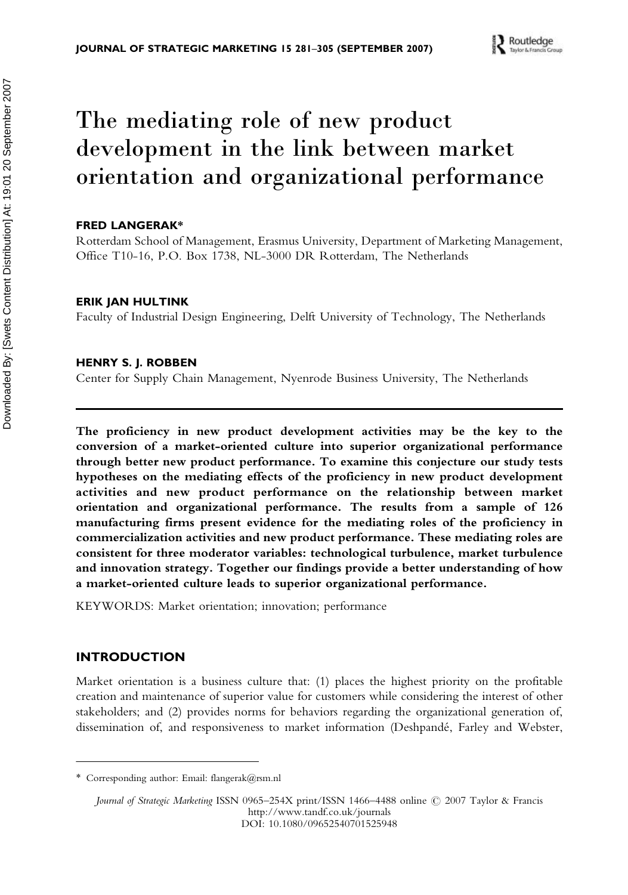# The mediating role of new product development in the link between market orientation and organizational performance

**FRED LANGERAK***

Rotterdam School of Management, Erasmus University, Department of Marketing Management, Office T10-16, P.O. Box 1738, NL-3000 DR Rotterdam, The Netherlands

**ERIK JAN HULTINK**

Faculty of Industrial Design Engineering, Delft University of Technology, The Netherlands

**HENRY S. J. ROBBEN**

Center for Supply Chain Management, Nyenrode Business University, The Netherlands

---

**The proficiency in new product development activities may be the key to the conversion of a market-oriented culture into superior organizational performance through better new product performance. To examine this conjecture our study tests hypotheses on the mediating effects of the proficiency in new product development activities and new product performance on the relationship between market orientation and organizational performance. The results from a sample of 126 manufacturing firms present evidence for the mediating roles of the proficiency in commercialization activities and new product performance. These mediating roles are consistent for three moderator variables: technological turbulence, market turbulence and innovation strategy. Together our findings provide a better understanding of how a market-oriented culture leads to superior organizational performance.**

KEYWORDS: Market orientation; innovation; performance

## INTRODUCTION

Market orientation is a business culture that: (1) places the highest priority on the profitable creation and maintenance of superior value for customers while considering the interest of other stakeholders; and (2) provides norms for behaviors regarding the organizational generation of, dissemination of, and responsiveness to market information (Deshpandé, Farley and Webster,

---

* Corresponding author: Email: flangerak@rsm.nl

*Journal of Strategic Marketing* ISSN 0965–254X print/ISSN 1466–4488 online © 2007 Taylor & Francis
http://www.tandf.co.uk/journals
DOI: 10.1080/09652540701525948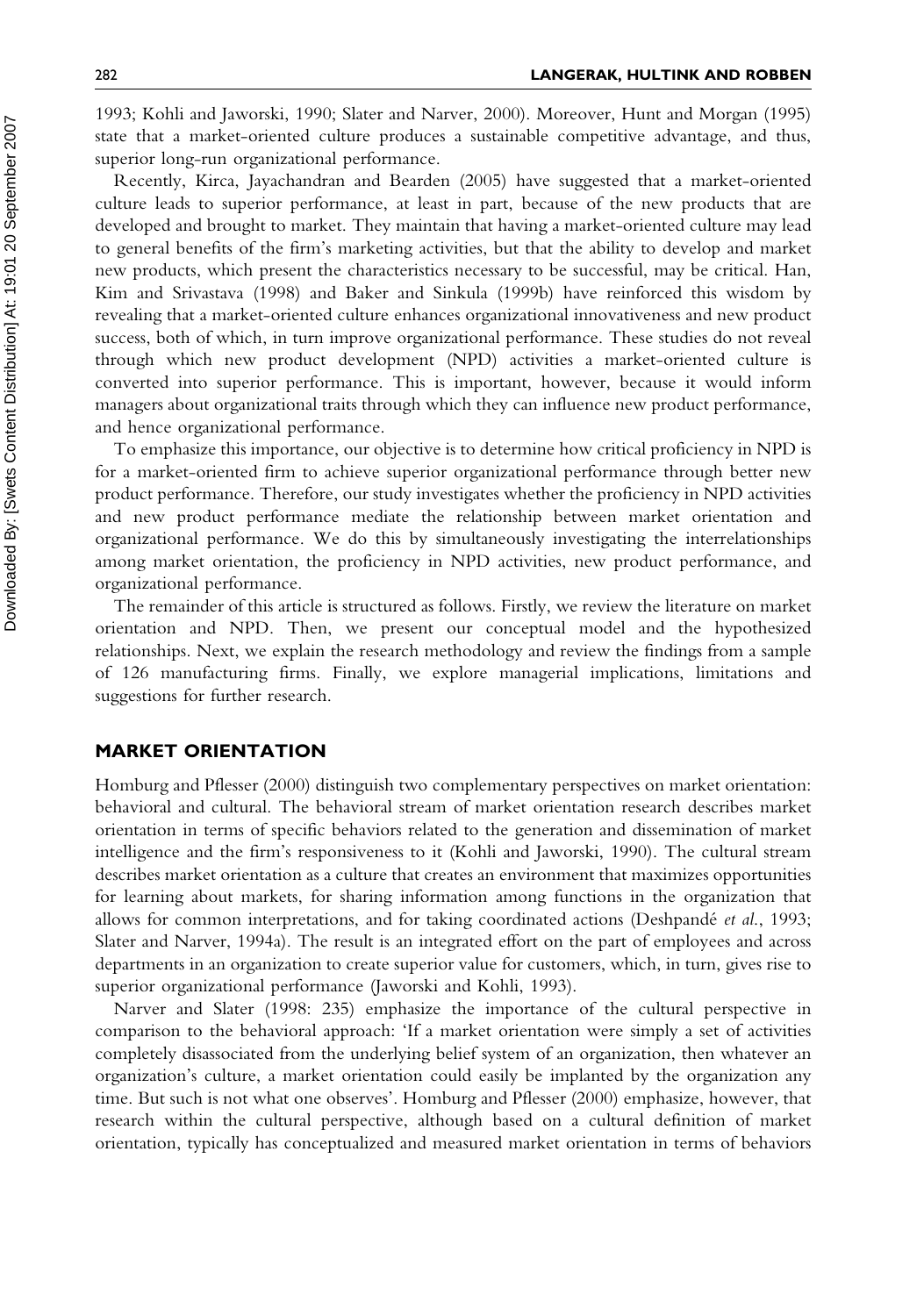1993; Kohli and Jaworski, 1990; Slater and Narver, 2000). Moreover, Hunt and Morgan (1995) state that a market-oriented culture produces a sustainable competitive advantage, and thus, superior long-run organizational performance.

Recently, Kirca, Jayachandran and Bearden (2005) have suggested that a market-oriented culture leads to superior performance, at least in part, because of the new products that are developed and brought to market. They maintain that having a market-oriented culture may lead to general benefits of the firm's marketing activities, but that the ability to develop and market new products, which present the characteristics necessary to be successful, may be critical. Han, Kim and Srivastava (1998) and Baker and Sinkula (1999b) have reinforced this wisdom by revealing that a market-oriented culture enhances organizational innovativeness and new product success, both of which, in turn improve organizational performance. These studies do not reveal through which new product development (NPD) activities a market-oriented culture is converted into superior performance. This is important, however, because it would inform managers about organizational traits through which they can influence new product performance, and hence organizational performance.

To emphasize this importance, our objective is to determine how critical proficiency in NPD is for a market-oriented firm to achieve superior organizational performance through better new product performance. Therefore, our study investigates whether the proficiency in NPD activities and new product performance mediate the relationship between market orientation and organizational performance. We do this by simultaneously investigating the interrelationships among market orientation, the proficiency in NPD activities, new product performance, and organizational performance.

The remainder of this article is structured as follows. Firstly, we review the literature on market orientation and NPD. Then, we present our conceptual model and the hypothesized relationships. Next, we explain the research methodology and review the findings from a sample of 126 manufacturing firms. Finally, we explore managerial implications, limitations and suggestions for further research.

## MARKET ORIENTATION

Homburg and Pflesser (2000) distinguish two complementary perspectives on market orientation: behavioral and cultural. The behavioral stream of market orientation research describes market orientation in terms of specific behaviors related to the generation and dissemination of market intelligence and the firm's responsiveness to it (Kohli and Jaworski, 1990). The cultural stream describes market orientation as a culture that creates an environment that maximizes opportunities for learning about markets, for sharing information among functions in the organization that allows for common interpretations, and for taking coordinated actions (Deshpandé *et al.*, 1993; Slater and Narver, 1994a). The result is an integrated effort on the part of employees and across departments in an organization to create superior value for customers, which, in turn, gives rise to superior organizational performance (Jaworski and Kohli, 1993).

Narver and Slater (1998: 235) emphasize the importance of the cultural perspective in comparison to the behavioral approach: 'If a market orientation were simply a set of activities completely disassociated from the underlying belief system of an organization, then whatever an organization's culture, a market orientation could easily be implanted by the organization any time. But such is not what one observes'. Homburg and Pflesser (2000) emphasize, however, that research within the cultural perspective, although based on a cultural definition of market orientation, typically has conceptualized and measured market orientation in terms of behaviors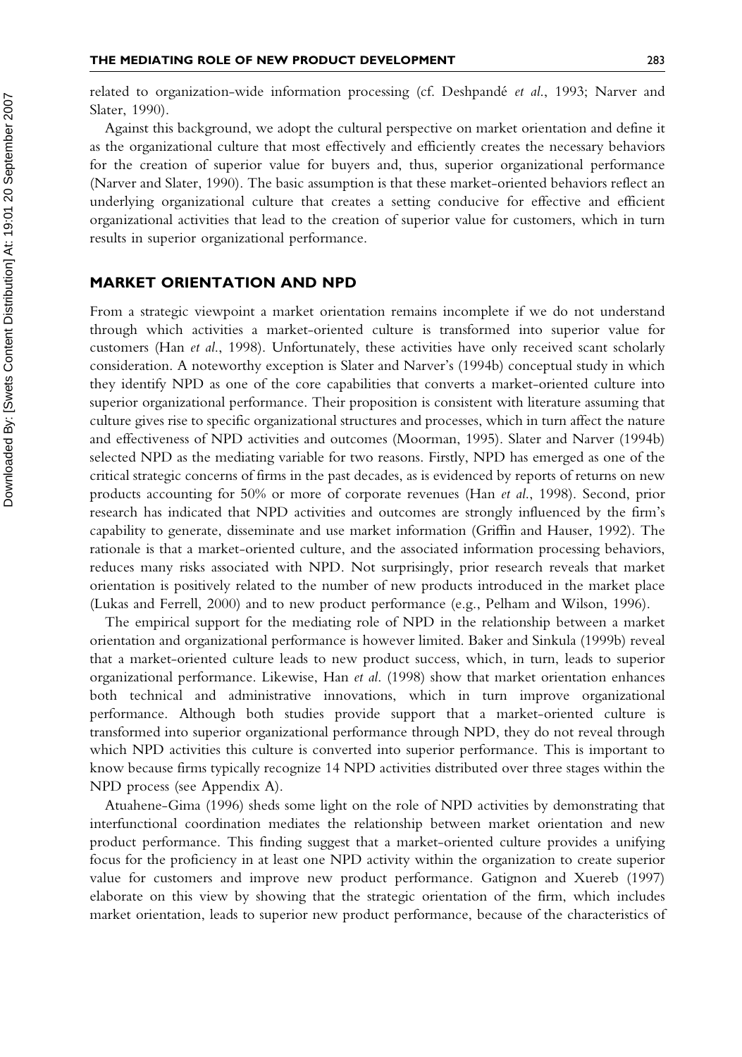related to organization-wide information processing (cf. Deshpandé *et al.*, 1993; Narver and Slater, 1990).

Against this background, we adopt the cultural perspective on market orientation and define it as the organizational culture that most effectively and efficiently creates the necessary behaviors for the creation of superior value for buyers and, thus, superior organizational performance (Narver and Slater, 1990). The basic assumption is that these market-oriented behaviors reflect an underlying organizational culture that creates a setting conducive for effective and efficient organizational activities that lead to the creation of superior value for customers, which in turn results in superior organizational performance.

## MARKET ORIENTATION AND NPD

From a strategic viewpoint a market orientation remains incomplete if we do not understand through which activities a market-oriented culture is transformed into superior value for customers (Han *et al.*, 1998). Unfortunately, these activities have only received scant scholarly consideration. A noteworthy exception is Slater and Narver's (1994b) conceptual study in which they identify NPD as one of the core capabilities that converts a market-oriented culture into superior organizational performance. Their proposition is consistent with literature assuming that culture gives rise to specific organizational structures and processes, which in turn affect the nature and effectiveness of NPD activities and outcomes (Moorman, 1995). Slater and Narver (1994b) selected NPD as the mediating variable for two reasons. Firstly, NPD has emerged as one of the critical strategic concerns of firms in the past decades, as is evidenced by reports of returns on new products accounting for 50% or more of corporate revenues (Han *et al.*, 1998). Second, prior research has indicated that NPD activities and outcomes are strongly influenced by the firm's capability to generate, disseminate and use market information (Griffin and Hauser, 1992). The rationale is that a market-oriented culture, and the associated information processing behaviors, reduces many risks associated with NPD. Not surprisingly, prior research reveals that market orientation is positively related to the number of new products introduced in the market place (Lukas and Ferrell, 2000) and to new product performance (e.g., Pelham and Wilson, 1996).

The empirical support for the mediating role of NPD in the relationship between a market orientation and organizational performance is however limited. Baker and Sinkula (1999b) reveal that a market-oriented culture leads to new product success, which, in turn, leads to superior organizational performance. Likewise, Han *et al.* (1998) show that market orientation enhances both technical and administrative innovations, which in turn improve organizational performance. Although both studies provide support that a market-oriented culture is transformed into superior organizational performance through NPD, they do not reveal through which NPD activities this culture is converted into superior performance. This is important to know because firms typically recognize 14 NPD activities distributed over three stages within the NPD process (see Appendix A).

Atuahene-Gima (1996) sheds some light on the role of NPD activities by demonstrating that interfunctional coordination mediates the relationship between market orientation and new product performance. This finding suggest that a market-oriented culture provides a unifying focus for the proficiency in at least one NPD activity within the organization to create superior value for customers and improve new product performance. Gatignon and Xuereb (1997) elaborate on this view by showing that the strategic orientation of the firm, which includes market orientation, leads to superior new product performance, because of the characteristics of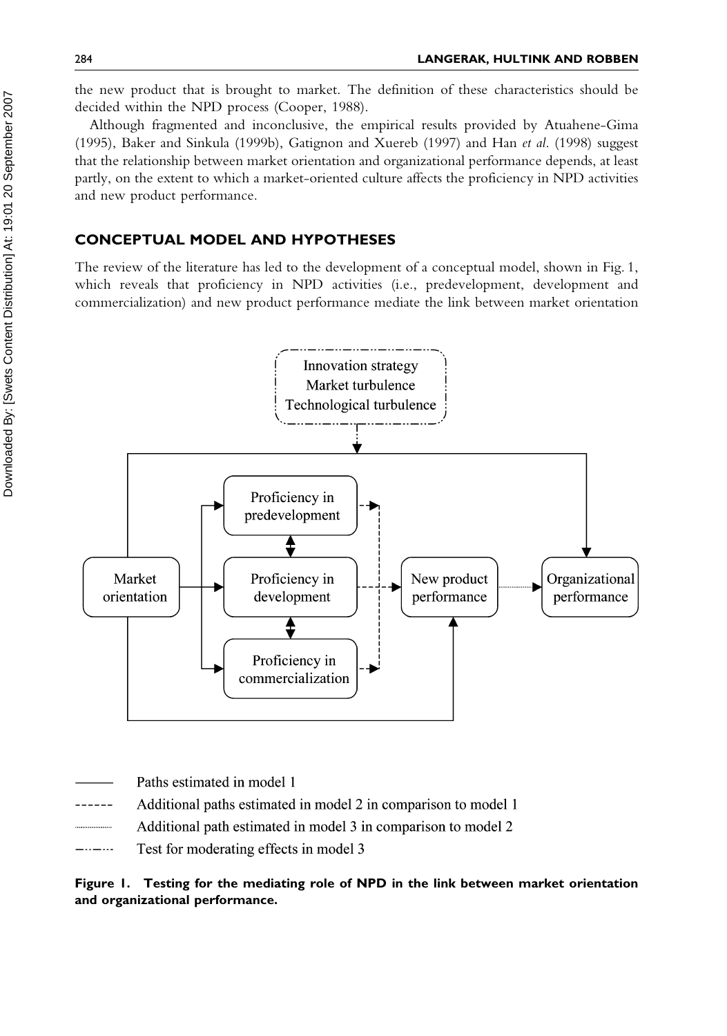the new product that is brought to market. The definition of these characteristics should be decided within the NPD process (Cooper, 1988).

Although fragmented and inconclusive, the empirical results provided by Atuahene-Gima (1995), Baker and Sinkula (1999b), Gatignon and Xuereb (1997) and Han *et al*. (1998) suggest that the relationship between market orientation and organizational performance depends, at least partly, on the extent to which a market-oriented culture affects the proficiency in NPD activities and new product performance.

## CONCEPTUAL MODEL AND HYPOTHESES

The review of the literature has led to the development of a conceptual model, shown in Fig. 1, which reveals that proficiency in NPD activities (i.e., predevelopment, development and commercialization) and new product performance mediate the link between market orientation

**Figure 1. Testing for the mediating role of NPD in the link between market orientation and organizational performance.**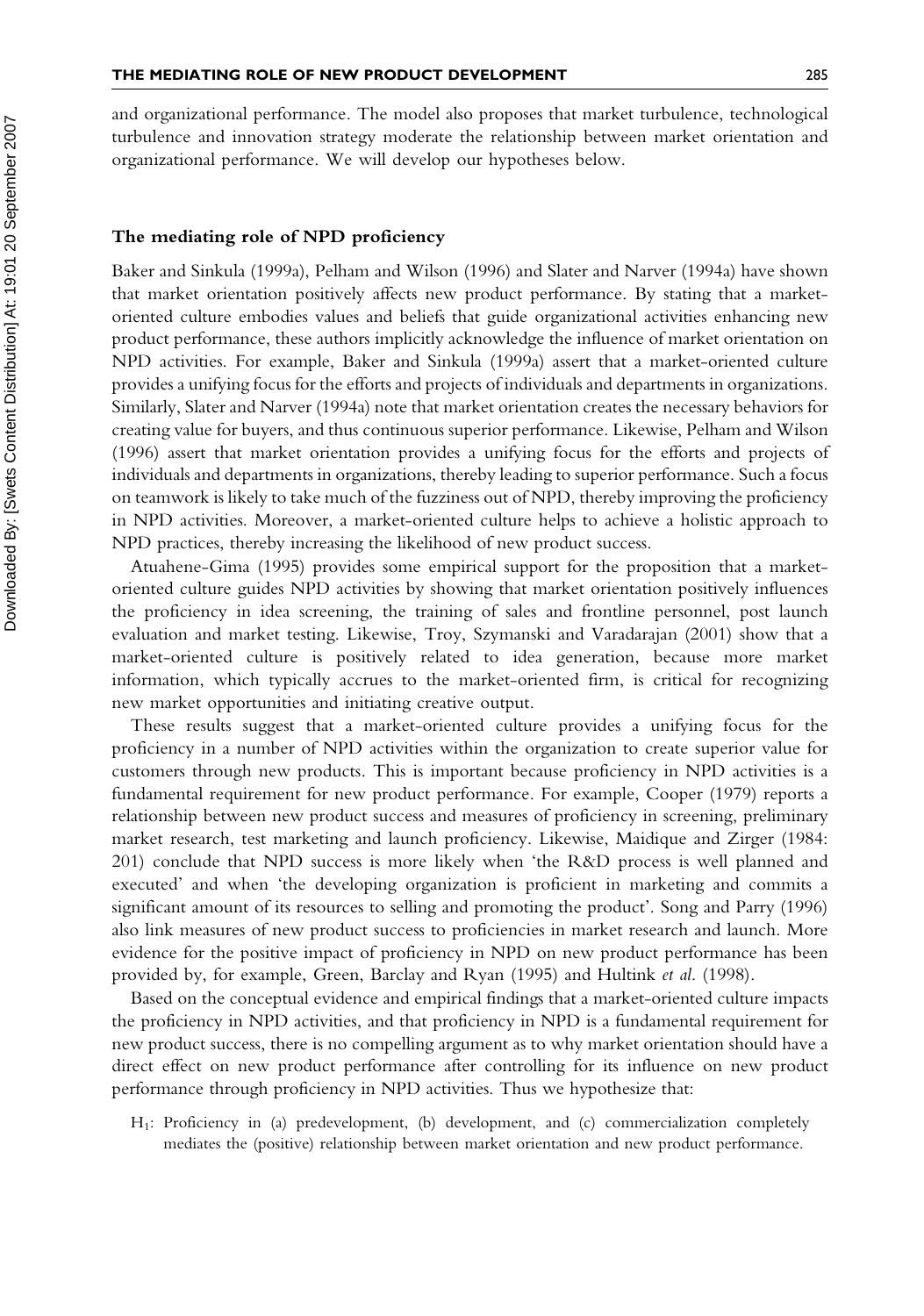and organizational performance. The model also proposes that market turbulence, technological turbulence and innovation strategy moderate the relationship between market orientation and organizational performance. We will develop our hypotheses below.

### The mediating role of NPD proficiency

Baker and Sinkula (1999a), Pelham and Wilson (1996) and Slater and Narver (1994a) have shown that market orientation positively affects new product performance. By stating that a market-oriented culture embodies values and beliefs that guide organizational activities enhancing new product performance, these authors implicitly acknowledge the influence of market orientation on NPD activities. For example, Baker and Sinkula (1999a) assert that a market-oriented culture provides a unifying focus for the efforts and projects of individuals and departments in organizations. Similarly, Slater and Narver (1994a) note that market orientation creates the necessary behaviors for creating value for buyers, and thus continuous superior performance. Likewise, Pelham and Wilson (1996) assert that market orientation provides a unifying focus for the efforts and projects of individuals and departments in organizations, thereby leading to superior performance. Such a focus on teamwork is likely to take much of the fuzziness out of NPD, thereby improving the proficiency in NPD activities. Moreover, a market-oriented culture helps to achieve a holistic approach to NPD practices, thereby increasing the likelihood of new product success.

Atuahene-Gima (1995) provides some empirical support for the proposition that a market-oriented culture guides NPD activities by showing that market orientation positively influences the proficiency in idea screening, the training of sales and frontline personnel, post launch evaluation and market testing. Likewise, Troy, Szymanski and Varadarajan (2001) show that a market-oriented culture is positively related to idea generation, because more market information, which typically accrues to the market-oriented firm, is critical for recognizing new market opportunities and initiating creative output.

These results suggest that a market-oriented culture provides a unifying focus for the proficiency in a number of NPD activities within the organization to create superior value for customers through new products. This is important because proficiency in NPD activities is a fundamental requirement for new product performance. For example, Cooper (1979) reports a relationship between new product success and measures of proficiency in screening, preliminary market research, test marketing and launch proficiency. Likewise, Maidique and Zirger (1984: 201) conclude that NPD success is more likely when 'the R&D process is well planned and executed' and when 'the developing organization is proficient in marketing and commits a significant amount of its resources to selling and promoting the product'. Song and Parry (1996) also link measures of new product success to proficiencies in market research and launch. More evidence for the positive impact of proficiency in NPD on new product performance has been provided by, for example, Green, Barclay and Ryan (1995) and Hultink *et al.* (1998).

Based on the conceptual evidence and empirical findings that a market-oriented culture impacts the proficiency in NPD activities, and that proficiency in NPD is a fundamental requirement for new product success, there is no compelling argument as to why market orientation should have a direct effect on new product performance after controlling for its influence on new product performance through proficiency in NPD activities. Thus we hypothesize that:

$H_1$: Proficiency in (a) predevelopment, (b) development, and (c) commercialization completely mediates the (positive) relationship between market orientation and new product performance.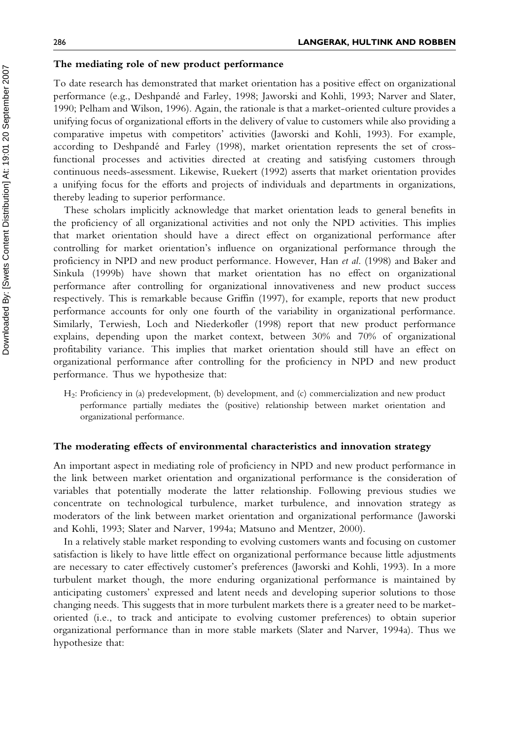### The mediating role of new product performance

To date research has demonstrated that market orientation has a positive effect on organizational performance (e.g., Deshpandé and Farley, 1998; Jaworski and Kohli, 1993; Narver and Slater, 1990; Pelham and Wilson, 1996). Again, the rationale is that a market-oriented culture provides a unifying focus of organizational efforts in the delivery of value to customers while also providing a comparative impetus with competitors' activities (Jaworski and Kohli, 1993). For example, according to Deshpandé and Farley (1998), market orientation represents the set of cross-functional processes and activities directed at creating and satisfying customers through continuous needs-assessment. Likewise, Ruekert (1992) asserts that market orientation provides a unifying focus for the efforts and projects of individuals and departments in organizations, thereby leading to superior performance.

These scholars implicitly acknowledge that market orientation leads to general benefits in the proficiency of all organizational activities and not only the NPD activities. This implies that market orientation should have a direct effect on organizational performance after controlling for market orientation's influence on organizational performance through the proficiency in NPD and new product performance. However, Han *et al.* (1998) and Baker and Sinkula (1999b) have shown that market orientation has no effect on organizational performance after controlling for organizational innovativeness and new product success respectively. This is remarkable because Griffin (1997), for example, reports that new product performance accounts for only one fourth of the variability in organizational performance. Similarly, Terwiesh, Loch and Niederkofler (1998) report that new product performance explains, depending upon the market context, between 30% and 70% of organizational profitability variance. This implies that market orientation should still have an effect on organizational performance after controlling for the proficiency in NPD and new product performance. Thus we hypothesize that:

> $H_2$: Proficiency in (a) predevelopment, (b) development, and (c) commercialization and new product performance partially mediates the (positive) relationship between market orientation and organizational performance.

### The moderating effects of environmental characteristics and innovation strategy

An important aspect in mediating role of proficiency in NPD and new product performance in the link between market orientation and organizational performance is the consideration of variables that potentially moderate the latter relationship. Following previous studies we concentrate on technological turbulence, market turbulence, and innovation strategy as moderators of the link between market orientation and organizational performance (Jaworski and Kohli, 1993; Slater and Narver, 1994a; Matsuno and Mentzer, 2000).

In a relatively stable market responding to evolving customers wants and focusing on customer satisfaction is likely to have little effect on organizational performance because little adjustments are necessary to cater effectively customer's preferences (Jaworski and Kohli, 1993). In a more turbulent market though, the more enduring organizational performance is maintained by anticipating customers' expressed and latent needs and developing superior solutions to those changing needs. This suggests that in more turbulent markets there is a greater need to be market-oriented (i.e., to track and anticipate to evolving customer preferences) to obtain superior organizational performance than in more stable markets (Slater and Narver, 1994a). Thus we hypothesize that: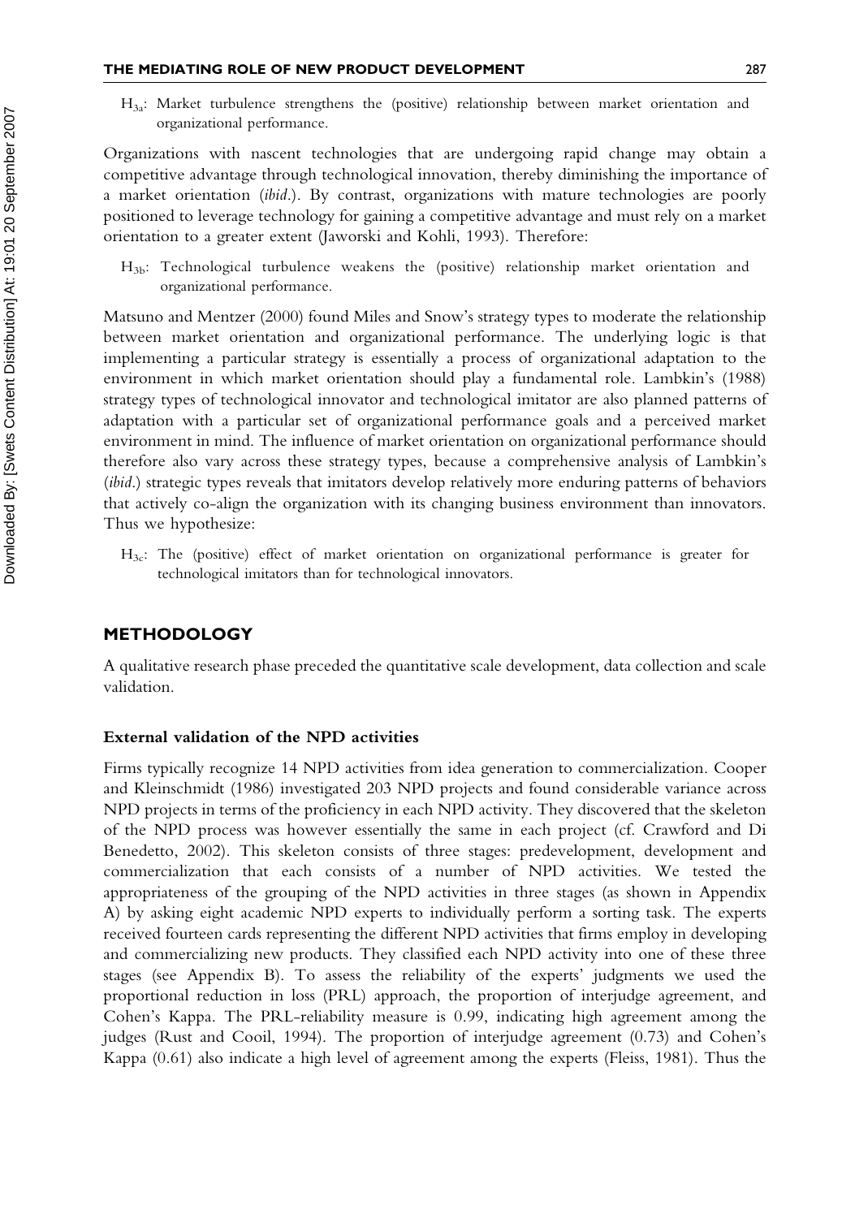$H_{3a}$: Market turbulence strengthens the (positive) relationship between market orientation and organizational performance.

Organizations with nascent technologies that are undergoing rapid change may obtain a competitive advantage through technological innovation, thereby diminishing the importance of a market orientation (*ibid*.). By contrast, organizations with mature technologies are poorly positioned to leverage technology for gaining a competitive advantage and must rely on a market orientation to a greater extent (Jaworski and Kohli, 1993). Therefore:

$H_{3b}$: Technological turbulence weakens the (positive) relationship market orientation and organizational performance.

Matsuno and Mentzer (2000) found Miles and Snow's strategy types to moderate the relationship between market orientation and organizational performance. The underlying logic is that implementing a particular strategy is essentially a process of organizational adaptation to the environment in which market orientation should play a fundamental role. Lambkin's (1988) strategy types of technological innovator and technological imitator are also planned patterns of adaptation with a particular set of organizational performance goals and a perceived market environment in mind. The influence of market orientation on organizational performance should therefore also vary across these strategy types, because a comprehensive analysis of Lambkin's (*ibid*.) strategic types reveals that imitators develop relatively more enduring patterns of behaviors that actively co-align the organization with its changing business environment than innovators. Thus we hypothesize:

$H_{3c}$: The (positive) effect of market orientation on organizational performance is greater for technological imitators than for technological innovators.

## METHODOLOGY

A qualitative research phase preceded the quantitative scale development, data collection and scale validation.

### External validation of the NPD activities

Firms typically recognize 14 NPD activities from idea generation to commercialization. Cooper and Kleinschmidt (1986) investigated 203 NPD projects and found considerable variance across NPD projects in terms of the proficiency in each NPD activity. They discovered that the skeleton of the NPD process was however essentially the same in each project (cf. Crawford and Di Benedetto, 2002). This skeleton consists of three stages: predevelopment, development and commercialization that each consists of a number of NPD activities. We tested the appropriateness of the grouping of the NPD activities in three stages (as shown in Appendix A) by asking eight academic NPD experts to individually perform a sorting task. The experts received fourteen cards representing the different NPD activities that firms employ in developing and commercializing new products. They classified each NPD activity into one of these three stages (see Appendix B). To assess the reliability of the experts' judgments we used the proportional reduction in loss (PRL) approach, the proportion of interjudge agreement, and Cohen's Kappa. The PRL-reliability measure is 0.99, indicating high agreement among the judges (Rust and Cooil, 1994). The proportion of interjudge agreement (0.73) and Cohen's Kappa (0.61) also indicate a high level of agreement among the experts (Fleiss, 1981). Thus the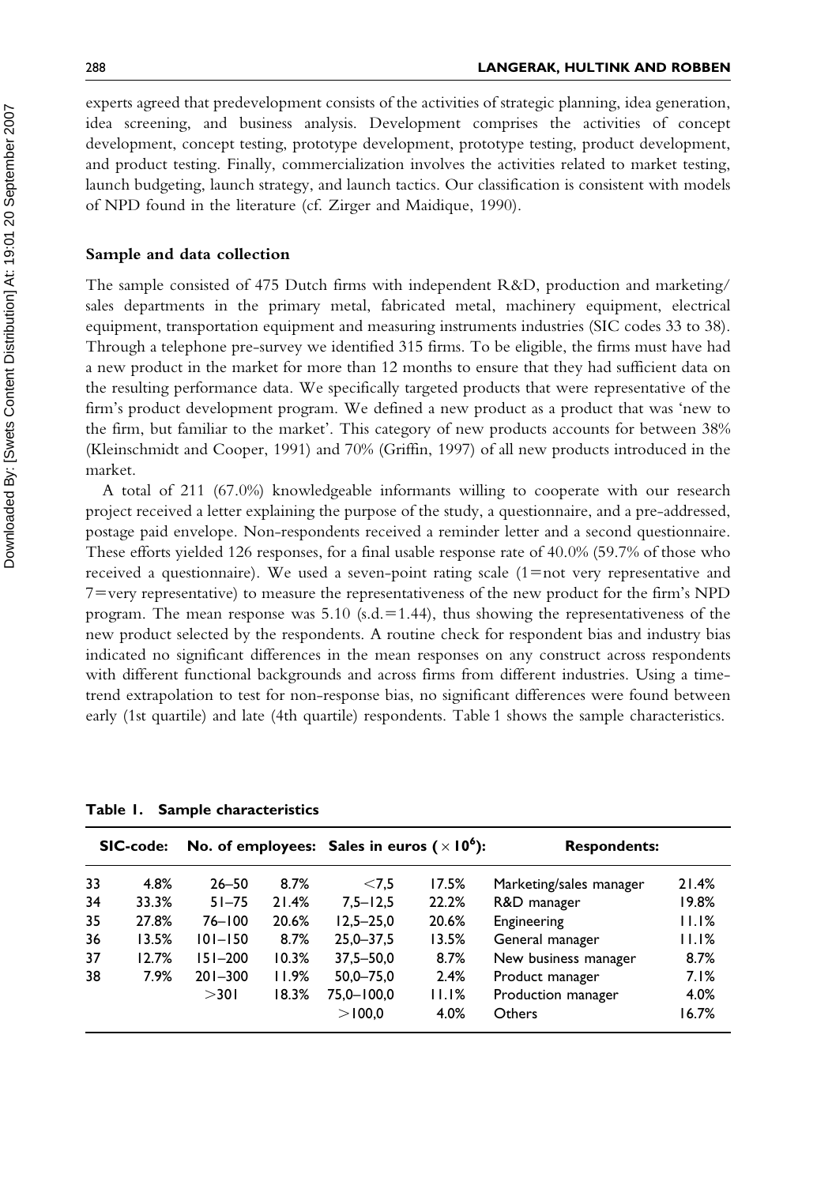experts agreed that predevelopment consists of the activities of strategic planning, idea generation, idea screening, and business analysis. Development comprises the activities of concept development, concept testing, prototype development, prototype testing, product development, and product testing. Finally, commercialization involves the activities related to market testing, launch budgeting, launch strategy, and launch tactics. Our classification is consistent with models of NPD found in the literature (cf. Zirger and Maidique, 1990).

### Sample and data collection

The sample consisted of 475 Dutch firms with independent R&D, production and marketing/sales departments in the primary metal, fabricated metal, machinery equipment, electrical equipment, transportation equipment and measuring instruments industries (SIC codes 33 to 38). Through a telephone pre-survey we identified 315 firms. To be eligible, the firms must have had a new product in the market for more than 12 months to ensure that they had sufficient data on the resulting performance data. We specifically targeted products that were representative of the firm's product development program. We defined a new product as a product that was 'new to the firm, but familiar to the market'. This category of new products accounts for between 38% (Kleinschmidt and Cooper, 1991) and 70% (Griffin, 1997) of all new products introduced in the market.

A total of 211 (67.0%) knowledgeable informants willing to cooperate with our research project received a letter explaining the purpose of the study, a questionnaire, and a pre-addressed, postage paid envelope. Non-respondents received a reminder letter and a second questionnaire. These efforts yielded 126 responses, for a final usable response rate of 40.0% (59.7% of those who received a questionnaire). We used a seven-point rating scale (1=not very representative and 7=very representative) to measure the representativeness of the new product for the firm's NPD program. The mean response was 5.10 (s.d.=1.44), thus showing the representativeness of the new product selected by the respondents. A routine check for respondent bias and industry bias indicated no significant differences in the mean responses on any construct across respondents with different functional backgrounds and across firms from different industries. Using a time-trend extrapolation to test for non-response bias, no significant differences were found between early (1st quartile) and late (4th quartile) respondents. Table 1 shows the sample characteristics.

**Table 1. Sample characteristics**

| SIC-code: | | No. of employees: | | Sales in euros ($\times 10^6$): | | Respondents: | |
|---|---|---|---|---|---|---|---|
| 33 | 4.8% | 26–50 | 8.7% | <7,5 | 17.5% | Marketing/sales manager | 21.4% |
| 34 | 33.3% | 51–75 | 21.4% | 7,5–12,5 | 22.2% | R&D manager | 19.8% |
| 35 | 27.8% | 76–100 | 20.6% | 12,5–25,0 | 20.6% | Engineering | 11.1% |
| 36 | 13.5% | 101–150 | 8.7% | 25,0–37,5 | 13.5% | General manager | 11.1% |
| 37 | 12.7% | 151–200 | 10.3% | 37,5–50,0 | 8.7% | New business manager | 8.7% |
| 38 | 7.9% | 201–300 | 11.9% | 50,0–75,0 | 2.4% | Product manager | 7.1% |
| | | >301 | 18.3% | 75,0–100,0 | 11.1% | Production manager | 4.0% |
| | | | | >100,0 | 4.0% | Others | 16.7% |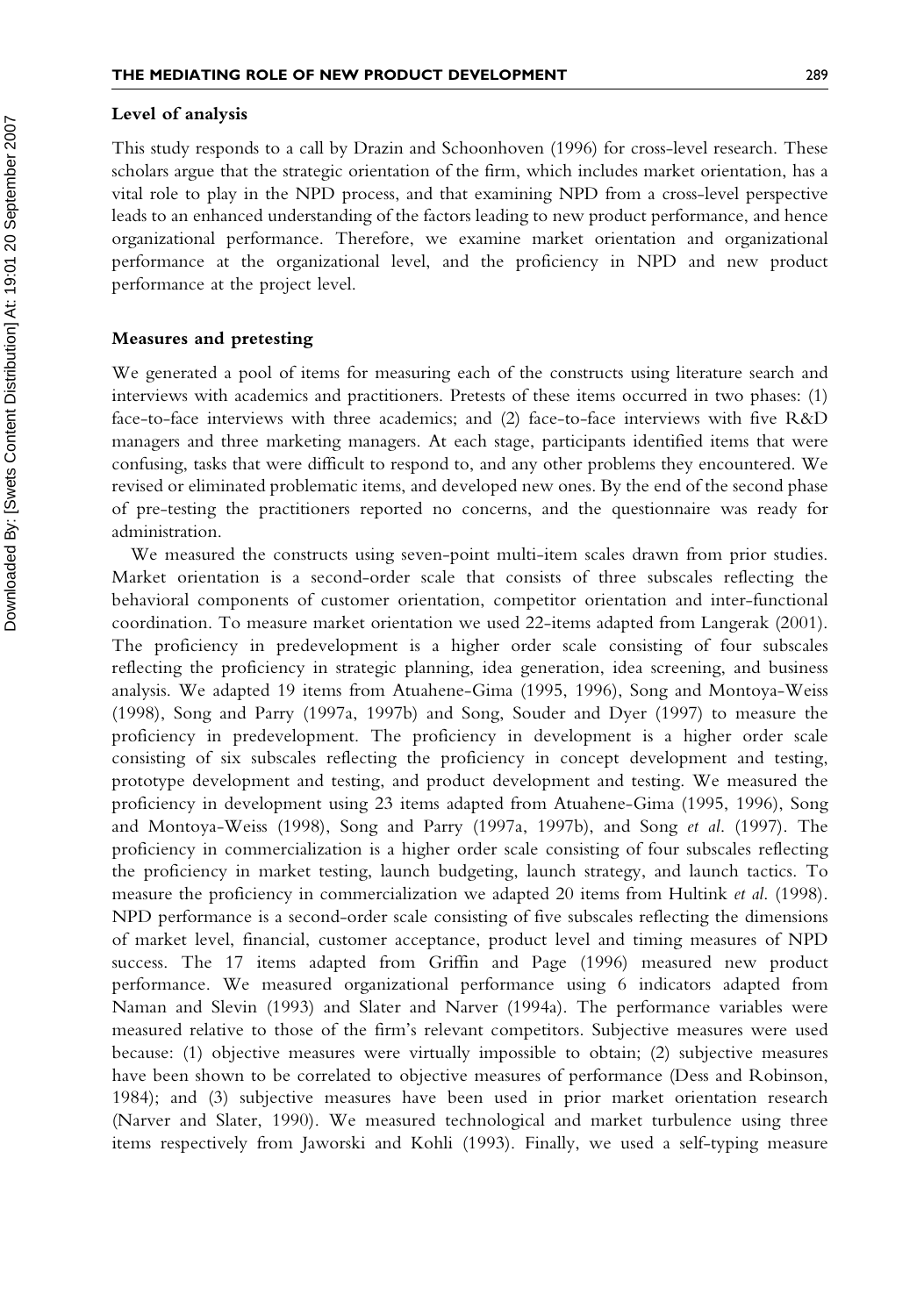### Level of analysis

This study responds to a call by Drazin and Schoonhoven (1996) for cross-level research. These scholars argue that the strategic orientation of the firm, which includes market orientation, has a vital role to play in the NPD process, and that examining NPD from a cross-level perspective leads to an enhanced understanding of the factors leading to new product performance, and hence organizational performance. Therefore, we examine market orientation and organizational performance at the organizational level, and the proficiency in NPD and new product performance at the project level.

### Measures and pretesting

We generated a pool of items for measuring each of the constructs using literature search and interviews with academics and practitioners. Pretests of these items occurred in two phases: (1) face-to-face interviews with three academics; and (2) face-to-face interviews with five R&D managers and three marketing managers. At each stage, participants identified items that were confusing, tasks that were difficult to respond to, and any other problems they encountered. We revised or eliminated problematic items, and developed new ones. By the end of the second phase of pre-testing the practitioners reported no concerns, and the questionnaire was ready for administration.

We measured the constructs using seven-point multi-item scales drawn from prior studies. Market orientation is a second-order scale that consists of three subscales reflecting the behavioral components of customer orientation, competitor orientation and inter-functional coordination. To measure market orientation we used 22-items adapted from Langerak (2001). The proficiency in predevelopment is a higher order scale consisting of four subscales reflecting the proficiency in strategic planning, idea generation, idea screening, and business analysis. We adapted 19 items from Atuahene-Gima (1995, 1996), Song and Montoya-Weiss (1998), Song and Parry (1997a, 1997b) and Song, Souder and Dyer (1997) to measure the proficiency in predevelopment. The proficiency in development is a higher order scale consisting of six subscales reflecting the proficiency in concept development and testing, prototype development and testing, and product development and testing. We measured the proficiency in development using 23 items adapted from Atuahene-Gima (1995, 1996), Song and Montoya-Weiss (1998), Song and Parry (1997a, 1997b), and Song *et al.* (1997). The proficiency in commercialization is a higher order scale consisting of four subscales reflecting the proficiency in market testing, launch budgeting, launch strategy, and launch tactics. To measure the proficiency in commercialization we adapted 20 items from Hultink *et al.* (1998). NPD performance is a second-order scale consisting of five subscales reflecting the dimensions of market level, financial, customer acceptance, product level and timing measures of NPD success. The 17 items adapted from Griffin and Page (1996) measured new product performance. We measured organizational performance using 6 indicators adapted from Naman and Slevin (1993) and Slater and Narver (1994a). The performance variables were measured relative to those of the firm's relevant competitors. Subjective measures were used because: (1) objective measures were virtually impossible to obtain; (2) subjective measures have been shown to be correlated to objective measures of performance (Dess and Robinson, 1984); and (3) subjective measures have been used in prior market orientation research (Narver and Slater, 1990). We measured technological and market turbulence using three items respectively from Jaworski and Kohli (1993). Finally, we used a self-typing measure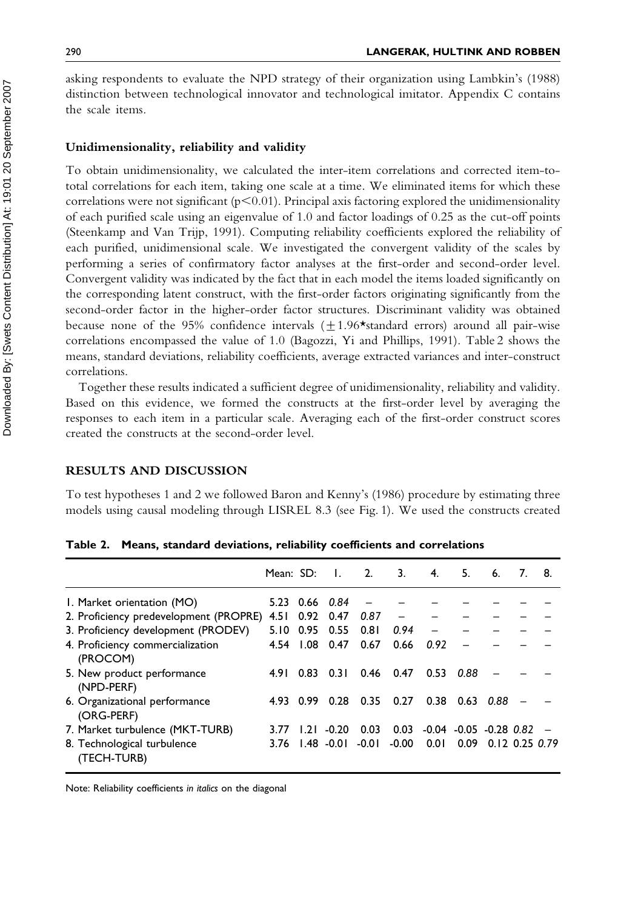asking respondents to evaluate the NPD strategy of their organization using Lambkin's (1988) distinction between technological innovator and technological imitator. Appendix C contains the scale items.

### Unidimensionality, reliability and validity

To obtain unidimensionality, we calculated the inter-item correlations and corrected item-to-total correlations for each item, taking one scale at a time. We eliminated items for which these correlations were not significant ($p<0.01$). Principal axis factoring explored the unidimensionality of each purified scale using an eigenvalue of 1.0 and factor loadings of 0.25 as the cut-off points (Steenkamp and Van Trijp, 1991). Computing reliability coefficients explored the reliability of each purified, unidimensional scale. We investigated the convergent validity of the scales by performing a series of confirmatory factor analyses at the first-order and second-order level. Convergent validity was indicated by the fact that in each model the items loaded significantly on the corresponding latent construct, with the first-order factors originating significantly from the second-order factor in the higher-order factor structures. Discriminant validity was obtained because none of the 95% confidence intervals ($\pm 1.96$*standard errors) around all pair-wise correlations encompassed the value of 1.0 (Bagozzi, Yi and Phillips, 1991). Table 2 shows the means, standard deviations, reliability coefficients, average extracted variances and inter-construct correlations.

Together these results indicated a sufficient degree of unidimensionality, reliability and validity. Based on this evidence, we formed the constructs at the first-order level by averaging the responses to each item in a particular scale. Averaging each of the first-order construct scores created the constructs at the second-order level.

## RESULTS AND DISCUSSION

To test hypotheses 1 and 2 we followed Baron and Kenny's (1986) procedure by estimating three models using causal modeling through LISREL 8.3 (see Fig. 1). We used the constructs created

**Table 2. Means, standard deviations, reliability coefficients and correlations**

| | Mean: | SD: | 1. | 2. | 3. | 4. | 5. | 6. | 7. | 8. |
|---|---|---|---|---|---|---|---|---|---|---|
| 1. Market orientation (MO) | 5.23 | 0.66 | *0.84* | – | – | – | – | – | – | – |
| 2. Proficiency predevelopment (PROPRE) | 4.51 | 0.92 | 0.47 | *0.87* | – | – | – | – | – | – |
| 3. Proficiency development (PRODEV) | 5.10 | 0.95 | 0.55 | 0.81 | *0.94* | – | – | – | – | – |
| 4. Proficiency commercialization (PROCOM) | 4.54 | 1.08 | 0.47 | 0.67 | 0.66 | *0.92* | – | – | – | – |
| 5. New product performance (NPD-PERF) | 4.91 | 0.83 | 0.31 | 0.46 | 0.47 | 0.53 | *0.88* | – | – | – |
| 6. Organizational performance (ORG-PERF) | 4.93 | 0.99 | 0.28 | 0.35 | 0.27 | 0.38 | 0.63 | *0.88* | – | – |
| 7. Market turbulence (MKT-TURB) | 3.77 | 1.21 | -0.20 | 0.03 | 0.03 | -0.04 | -0.05 | -0.28 | *0.82* | – |
| 8. Technological turbulence (TECH-TURB) | 3.76 | 1.48 | -0.01 | -0.01 | -0.00 | 0.01 | 0.09 | 0.12 | 0.25 | *0.79* |

Note: Reliability coefficients *in italics* on the diagonal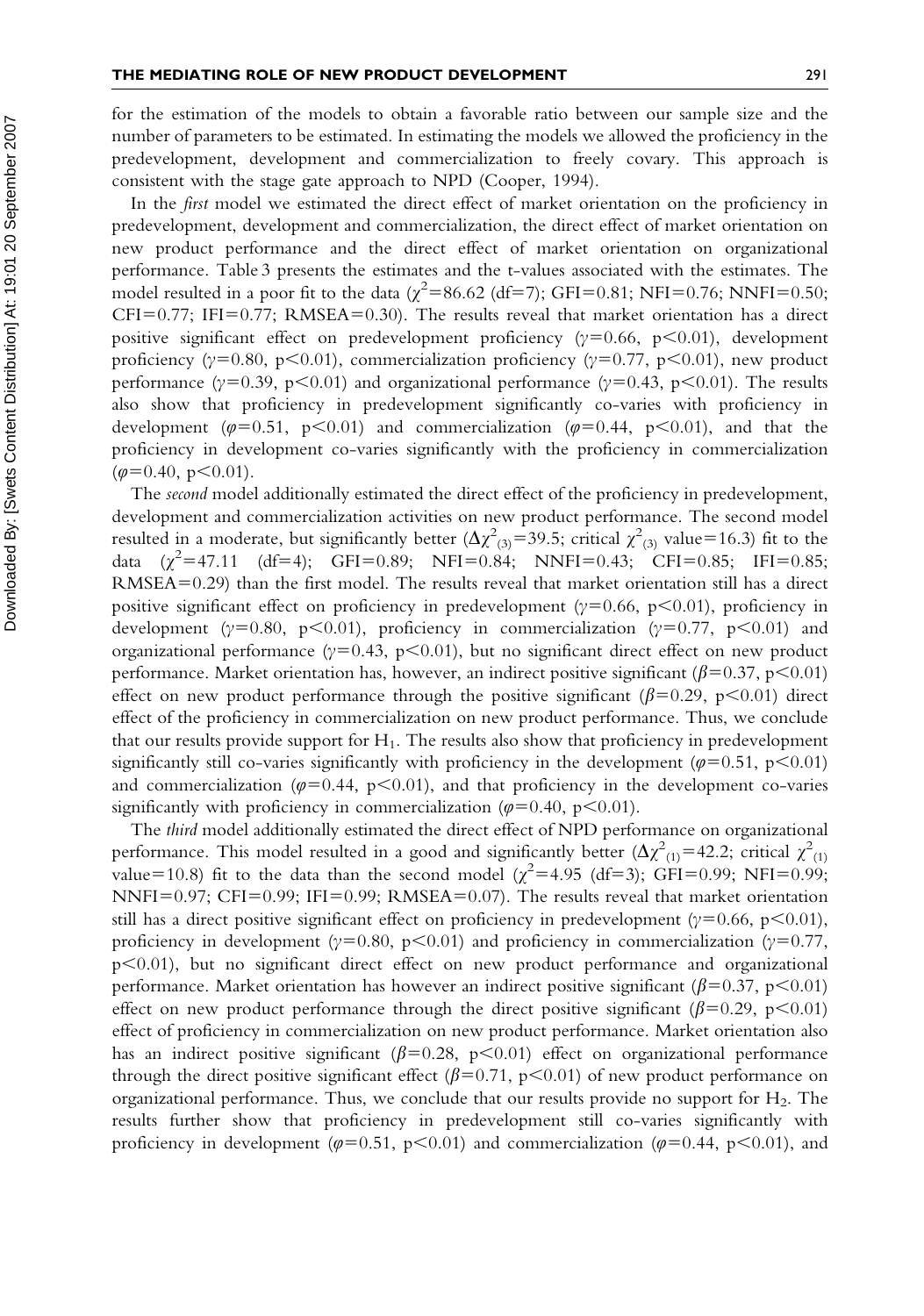for the estimation of the models to obtain a favorable ratio between our sample size and the number of parameters to be estimated. In estimating the models we allowed the proficiency in the predevelopment, development and commercialization to freely covary. This approach is consistent with the stage gate approach to NPD (Cooper, 1994).

In the *first* model we estimated the direct effect of market orientation on the proficiency in predevelopment, development and commercialization, the direct effect of market orientation on new product performance and the direct effect of market orientation on organizational performance. Table 3 presents the estimates and the t-values associated with the estimates. The model resulted in a poor fit to the data ($\chi^2$=86.62 (df=7); GFI=0.81; NFI=0.76; NNFI=0.50; CFI=0.77; IFI=0.77; RMSEA=0.30). The results reveal that market orientation has a direct positive significant effect on predevelopment proficiency ($\gamma$=0.66, $p<0.01$), development proficiency ($\gamma$=0.80, $p<0.01$), commercialization proficiency ($\gamma$=0.77, $p<0.01$), new product performance ($\gamma$=0.39, $p<0.01$) and organizational performance ($\gamma$=0.43, $p<0.01$). The results also show that proficiency in predevelopment significantly co-varies with proficiency in development ($\varphi$=0.51, $p<0.01$) and commercialization ($\varphi$=0.44, $p<0.01$), and that the proficiency in development co-varies significantly with the proficiency in commercialization ($\varphi$=0.40, $p<0.01$).

The *second* model additionally estimated the direct effect of the proficiency in predevelopment, development and commercialization activities on new product performance. The second model resulted in a moderate, but significantly better ($\Delta\chi^2_{(3)}$=39.5; critical $\chi^2_{(3)}$ value=16.3) fit to the data ($\chi^2$=47.11 (df=4); GFI=0.89; NFI=0.84; NNFI=0.43; CFI=0.85; IFI=0.85; RMSEA=0.29) than the first model. The results reveal that market orientation still has a direct positive significant effect on proficiency in predevelopment ($\gamma$=0.66, $p<0.01$), proficiency in development ($\gamma$=0.80, $p<0.01$), proficiency in commercialization ($\gamma$=0.77, $p<0.01$) and organizational performance ($\gamma$=0.43, $p<0.01$), but no significant direct effect on new product performance. Market orientation has, however, an indirect positive significant ($\beta$=0.37, $p<0.01$) effect on new product performance through the positive significant ($\beta$=0.29, $p<0.01$) direct effect of the proficiency in commercialization on new product performance. Thus, we conclude that our results provide support for $H_1$. The results also show that proficiency in predevelopment significantly still co-varies significantly with proficiency in the development ($\varphi$=0.51, $p<0.01$) and commercialization ($\varphi$=0.44, $p<0.01$), and that proficiency in the development co-varies significantly with proficiency in commercialization ($\varphi$=0.40, $p<0.01$).

The *third* model additionally estimated the direct effect of NPD performance on organizational performance. This model resulted in a good and significantly better ($\Delta\chi^2_{(1)}$=42.2; critical $\chi^2_{(1)}$ value=10.8) fit to the data than the second model ($\chi^2$=4.95 (df=3); GFI=0.99; NFI=0.99; NNFI=0.97; CFI=0.99; IFI=0.99; RMSEA=0.07). The results reveal that market orientation still has a direct positive significant effect on proficiency in predevelopment ($\gamma$=0.66, $p<0.01$), proficiency in development ($\gamma$=0.80, $p<0.01$) and proficiency in commercialization ($\gamma$=0.77, $p<0.01$), but no significant direct effect on new product performance and organizational performance. Market orientation has however an indirect positive significant ($\beta$=0.37, $p<0.01$) effect on new product performance through the direct positive significant ($\beta$=0.29, $p<0.01$) effect of proficiency in commercialization on new product performance. Market orientation also has an indirect positive significant ($\beta$=0.28, $p<0.01$) effect on organizational performance through the direct positive significant effect ($\beta$=0.71, $p<0.01$) of new product performance on organizational performance. Thus, we conclude that our results provide no support for $H_2$. The results further show that proficiency in predevelopment still co-varies significantly with proficiency in development ($\varphi$=0.51, $p<0.01$) and commercialization ($\varphi$=0.44, $p<0.01$), and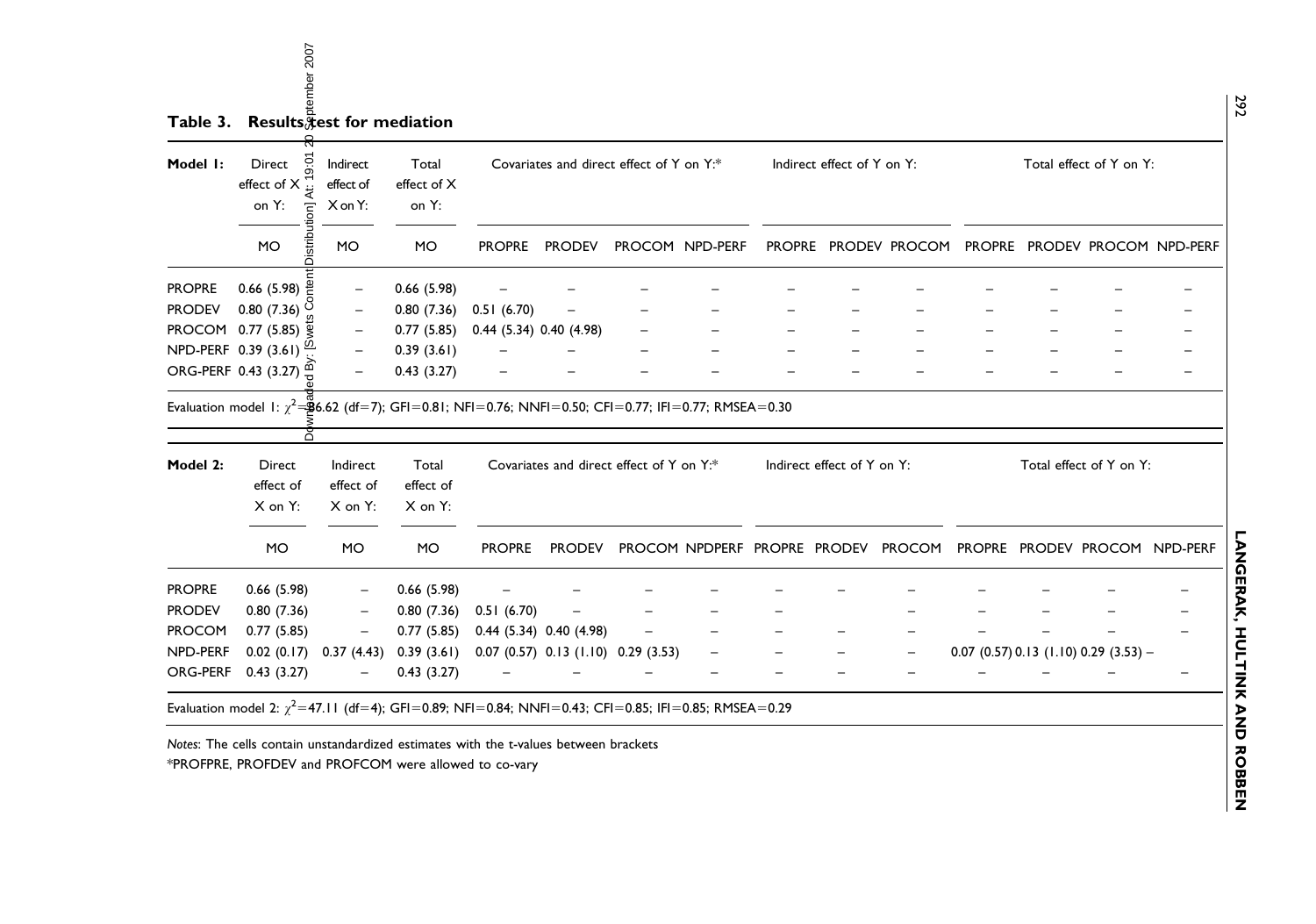**Table 3. Results test for mediation**

| Model 1: | Direct effect of X on Y: | Indirect effect of X on Y: | Total effect of X on Y: | Covariates and direct effect of Y on Y:* | | | | Indirect effect of Y on Y: | | | Total effect of Y on Y: | | | |
|---|---|---|---|---|---|---|---|---|---|---|---|---|---|---|
| | MO | MO | MO | PROPRE | PRODEV | PROCOM | NPD-PERF | PROPRE | PRODEV | PROCOM | PROPRE | PRODEV | PROCOM | NPD-PERF |
| PROPRE | 0.66 (5.98) | – | 0.66 (5.98) | – | – | – | – | – | – | – | – | – | – | – |
| PRODEV | 0.80 (7.36) | – | 0.80 (7.36) | 0.51 (6.70) | – | – | – | – | – | – | – | – | – | – |
| PROCOM | 0.77 (5.85) | – | 0.77 (5.85) | 0.44 (5.34) | 0.40 (4.98) | – | – | – | – | – | – | – | – | – |
| NPD-PERF | 0.39 (3.61) | – | 0.39 (3.61) | – | – | – | – | – | – | – | – | – | – | – |
| ORG-PERF | 0.43 (3.27) | – | 0.43 (3.27) | – | – | – | – | – | – | – | – | – | – | – |

Evaluation model 1: $\chi^2=86.62$ (df=7); GFI=0.81; NFI=0.76; NNFI=0.50; CFI=0.77; IFI=0.77; RMSEA=0.30

| Model 2: | Direct effect of X on Y: | Indirect effect of X on Y: | Total effect of X on Y: | Covariates and direct effect of Y on Y:* | | | | Indirect effect of Y on Y: | | | Total effect of Y on Y: | | | |
|---|---|---|---|---|---|---|---|---|---|---|---|---|---|---|
| | MO | MO | MO | PROPRE | PRODEV | PROCOM | NPDPERF | PROPRE | PRODEV | PROCOM | PROPRE | PRODEV | PROCOM | NPD-PERF |
| PROPRE | 0.66 (5.98) | – | 0.66 (5.98) | – | – | – | – | – | – | – | – | – | – | – |
| PRODEV | 0.80 (7.36) | – | 0.80 (7.36) | 0.51 (6.70) | – | – | – | – | | – | – | – | – | – |
| PROCOM | 0.77 (5.85) | – | 0.77 (5.85) | 0.44 (5.34) | 0.40 (4.98) | – | – | – | – | – | – | – | – | – |
| NPD-PERF | 0.02 (0.17) | 0.37 (4.43) | 0.39 (3.61) | 0.07 (0.57) | 0.13 (1.10) | 0.29 (3.53) | – | – | – | – | 0.07 (0.57) | 0.13 (1.10) | 0.29 (3.53) | – |
| ORG-PERF | 0.43 (3.27) | – | 0.43 (3.27) | – | – | – | – | – | – | – | – | – | – | – |

Evaluation model 2: $\chi^2=47.11$ (df=4); GFI=0.89; NFI=0.84; NNFI=0.43; CFI=0.85; IFI=0.85; RMSEA=0.29

*Notes*: The cells contain unstandardized estimates with the t-values between brackets

*PROFPRE, PROFDEV and PROFCOM were allowed to co-vary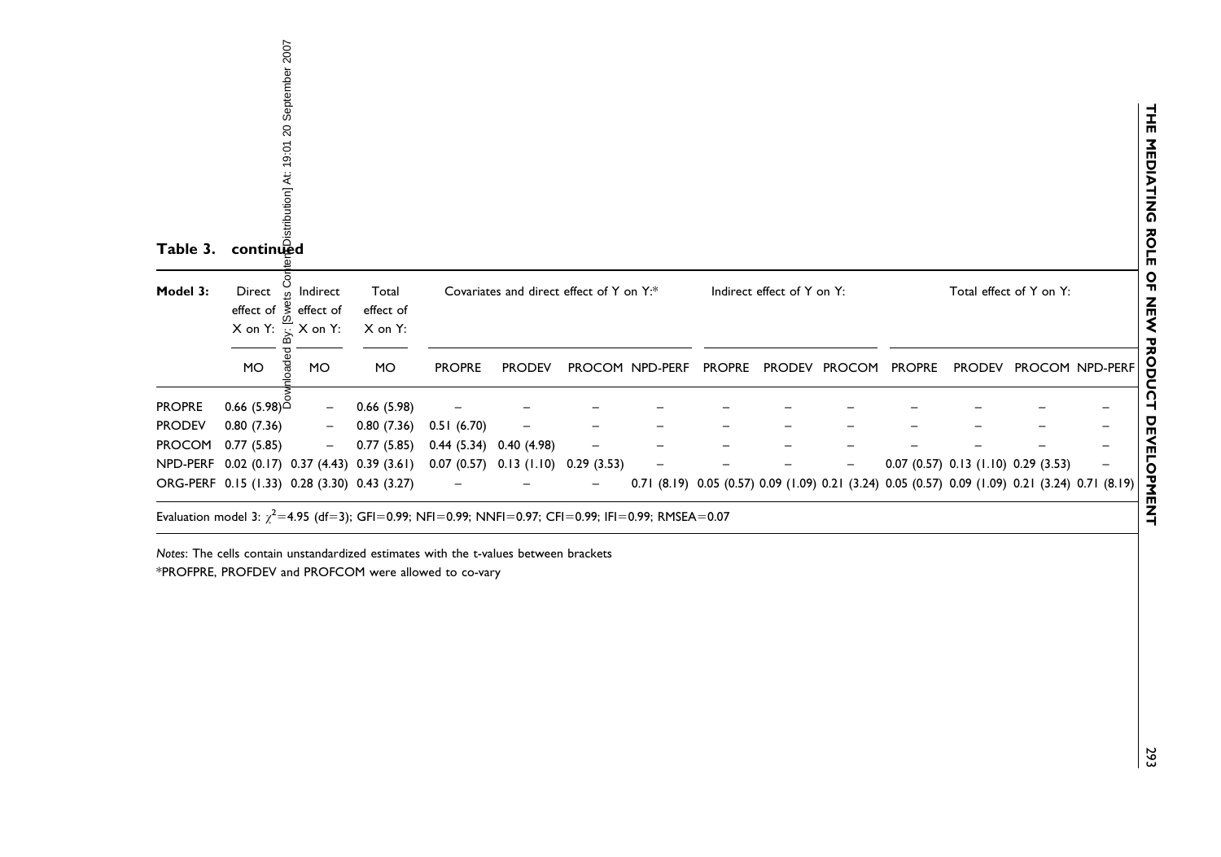**Table 3. continued**

| Model 3: | Direct effect of X on Y: | Indirect effect of X on Y: | Total effect of X on Y: | Covariates and direct effect of Y on Y:* | | | | Indirect effect of Y on Y: | | | Total effect of Y on Y: | | | |
|---|---|---|---|---|---|---|---|---|---|---|---|---|---|---|
| | MO | MO | MO | PROPRE | PRODEV | PROCOM | NPD-PERF | PROPRE | PRODEV | PROCOM | PROPRE | PRODEV | PROCOM | NPD-PERF |
| PROPRE | 0.66 (5.98) | – | 0.66 (5.98) | – | – | – | – | – | – | – | – | – | – | – |
| PRODEV | 0.80 (7.36) | – | 0.80 (7.36) | 0.51 (6.70) | – | – | – | – | – | – | – | – | – | – |
| PROCOM | 0.77 (5.85) | – | 0.77 (5.85) | 0.44 (5.34) | 0.40 (4.98) | – | – | – | – | – | – | – | – | – |
| NPD-PERF | 0.02 (0.17) | 0.37 (4.43) | 0.39 (3.61) | 0.07 (0.57) | 0.13 (1.10) | 0.29 (3.53) | – | – | – | – | 0.07 (0.57) | 0.13 (1.10) | 0.29 (3.53) | – |
| ORG-PERF | 0.15 (1.33) | 0.28 (3.30) | 0.43 (3.27) | – | – | – | 0.71 (8.19) | 0.05 (0.57) | 0.09 (1.09) | 0.21 (3.24) | 0.05 (0.57) | 0.09 (1.09) | 0.21 (3.24) | 0.71 (8.19) |

Evaluation model 3: $\chi^2$=4.95 (df=3); GFI=0.99; NFI=0.99; NNFI=0.97; CFI=0.99; IFI=0.99; RMSEA=0.07

*Notes*: The cells contain unstandardized estimates with the t-values between brackets

*PROFPRE, PROFDEV and PROFCOM were allowed to co-vary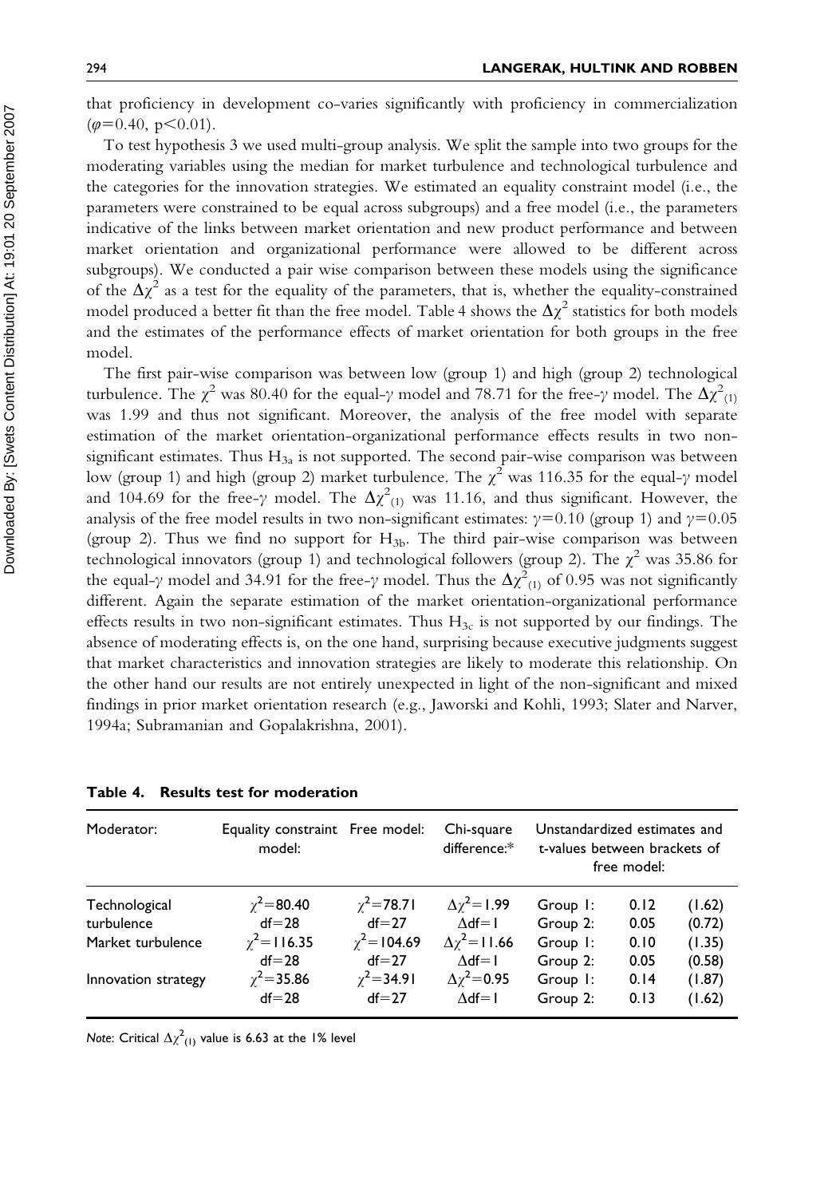that proficiency in development co-varies significantly with proficiency in commercialization ($\varphi$=0.40, $p<0.01$).

To test hypothesis 3 we used multi-group analysis. We split the sample into two groups for the moderating variables using the median for market turbulence and technological turbulence and the categories for the innovation strategies. We estimated an equality constraint model (i.e., the parameters were constrained to be equal across subgroups) and a free model (i.e., the parameters indicative of the links between market orientation and new product performance and between market orientation and organizational performance were allowed to be different across subgroups). We conducted a pair wise comparison between these models using the significance of the $\Delta\chi^2$ as a test for the equality of the parameters, that is, whether the equality-constrained model produced a better fit than the free model. Table 4 shows the $\Delta\chi^2$ statistics for both models and the estimates of the performance effects of market orientation for both groups in the free model.

The first pair-wise comparison was between low (group 1) and high (group 2) technological turbulence. The $\chi^2$ was 80.40 for the equal-$\gamma$ model and 78.71 for the free-$\gamma$ model. The $\Delta\chi^2_{(1)}$ was 1.99 and thus not significant. Moreover, the analysis of the free model with separate estimation of the market orientation-organizational performance effects results in two non-significant estimates. Thus $H_{3a}$ is not supported. The second pair-wise comparison was between low (group 1) and high (group 2) market turbulence. The $\chi^2$ was 116.35 for the equal-$\gamma$ model and 104.69 for the free-$\gamma$ model. The $\Delta\chi^2_{(1)}$ was 11.16, and thus significant. However, the analysis of the free model results in two non-significant estimates: $\gamma$=0.10 (group 1) and $\gamma$=0.05 (group 2). Thus we find no support for $H_{3b}$. The third pair-wise comparison was between technological innovators (group 1) and technological followers (group 2). The $\chi^2$ was 35.86 for the equal-$\gamma$ model and 34.91 for the free-$\gamma$ model. Thus the $\Delta\chi^2_{(1)}$ of 0.95 was not significantly different. Again the separate estimation of the market orientation-organizational performance effects results in two non-significant estimates. Thus $H_{3c}$ is not supported by our findings. The absence of moderating effects is, on the one hand, surprising because executive judgments suggest that market characteristics and innovation strategies are likely to moderate this relationship. On the other hand our results are not entirely unexpected in light of the non-significant and mixed findings in prior market orientation research (e.g., Jaworski and Kohli, 1993; Slater and Narver, 1994a; Subramanian and Gopalakrishna, 2001).

**Table 4. Results test for moderation**

| Moderator: | Equality constraint model: | Free model: | Chi-square difference:* | Unstandardized estimates and t-values between brackets of free model: | | |
|---|---|---|---|---|---|---|
| Technological turbulence | $\chi^2$=80.40<br>df=28 | $\chi^2$=78.71<br>df=27 | $\Delta\chi^2$=1.99<br>$\Delta$df=1 | Group 1:<br>Group 2: | 0.12<br>0.05 | (1.62)<br>(0.72) |
| Market turbulence | $\chi^2$=116.35<br>df=28 | $\chi^2$=104.69<br>df=27 | $\Delta\chi^2$=11.66<br>$\Delta$df=1 | Group 1:<br>Group 2: | 0.10<br>0.05 | (1.35)<br>(0.58) |
| Innovation strategy | $\chi^2$=35.86<br>df=28 | $\chi^2$=34.91<br>df=27 | $\Delta\chi^2$=0.95<br>$\Delta$df=1 | Group 1:<br>Group 2: | 0.14<br>0.13 | (1.87)<br>(1.62) |

*Note*: Critical $\Delta\chi^2_{(1)}$ value is 6.63 at the 1% level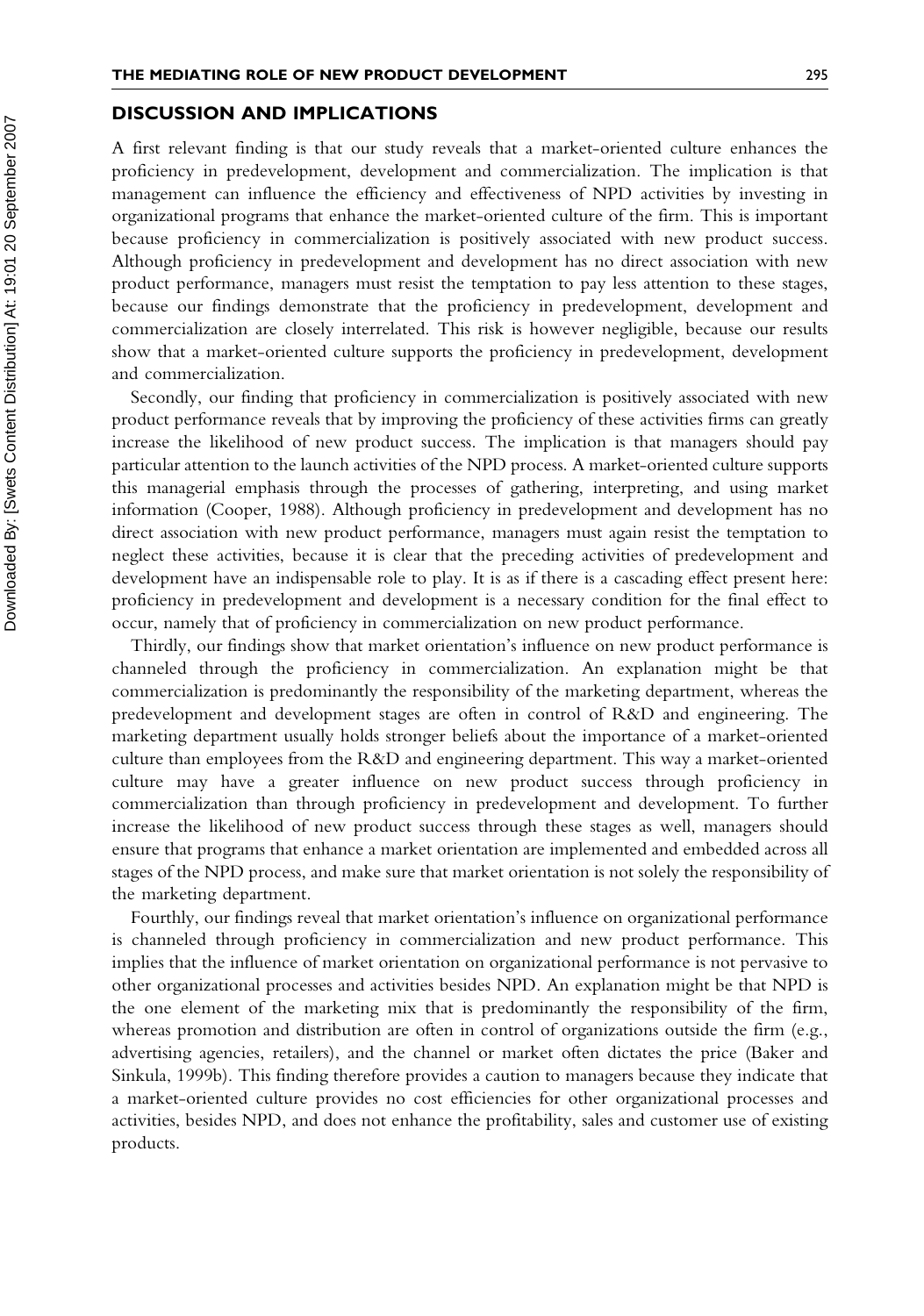## DISCUSSION AND IMPLICATIONS

A first relevant finding is that our study reveals that a market-oriented culture enhances the proficiency in predevelopment, development and commercialization. The implication is that management can influence the efficiency and effectiveness of NPD activities by investing in organizational programs that enhance the market-oriented culture of the firm. This is important because proficiency in commercialization is positively associated with new product success. Although proficiency in predevelopment and development has no direct association with new product performance, managers must resist the temptation to pay less attention to these stages, because our findings demonstrate that the proficiency in predevelopment, development and commercialization are closely interrelated. This risk is however negligible, because our results show that a market-oriented culture supports the proficiency in predevelopment, development and commercialization.

Secondly, our finding that proficiency in commercialization is positively associated with new product performance reveals that by improving the proficiency of these activities firms can greatly increase the likelihood of new product success. The implication is that managers should pay particular attention to the launch activities of the NPD process. A market-oriented culture supports this managerial emphasis through the processes of gathering, interpreting, and using market information (Cooper, 1988). Although proficiency in predevelopment and development has no direct association with new product performance, managers must again resist the temptation to neglect these activities, because it is clear that the preceding activities of predevelopment and development have an indispensable role to play. It is as if there is a cascading effect present here: proficiency in predevelopment and development is a necessary condition for the final effect to occur, namely that of proficiency in commercialization on new product performance.

Thirdly, our findings show that market orientation's influence on new product performance is channeled through the proficiency in commercialization. An explanation might be that commercialization is predominantly the responsibility of the marketing department, whereas the predevelopment and development stages are often in control of R&D and engineering. The marketing department usually holds stronger beliefs about the importance of a market-oriented culture than employees from the R&D and engineering department. This way a market-oriented culture may have a greater influence on new product success through proficiency in commercialization than through proficiency in predevelopment and development. To further increase the likelihood of new product success through these stages as well, managers should ensure that programs that enhance a market orientation are implemented and embedded across all stages of the NPD process, and make sure that market orientation is not solely the responsibility of the marketing department.

Fourthly, our findings reveal that market orientation's influence on organizational performance is channeled through proficiency in commercialization and new product performance. This implies that the influence of market orientation on organizational performance is not pervasive to other organizational processes and activities besides NPD. An explanation might be that NPD is the one element of the marketing mix that is predominantly the responsibility of the firm, whereas promotion and distribution are often in control of organizations outside the firm (e.g., advertising agencies, retailers), and the channel or market often dictates the price (Baker and Sinkula, 1999b). This finding therefore provides a caution to managers because they indicate that a market-oriented culture provides no cost efficiencies for other organizational processes and activities, besides NPD, and does not enhance the profitability, sales and customer use of existing products.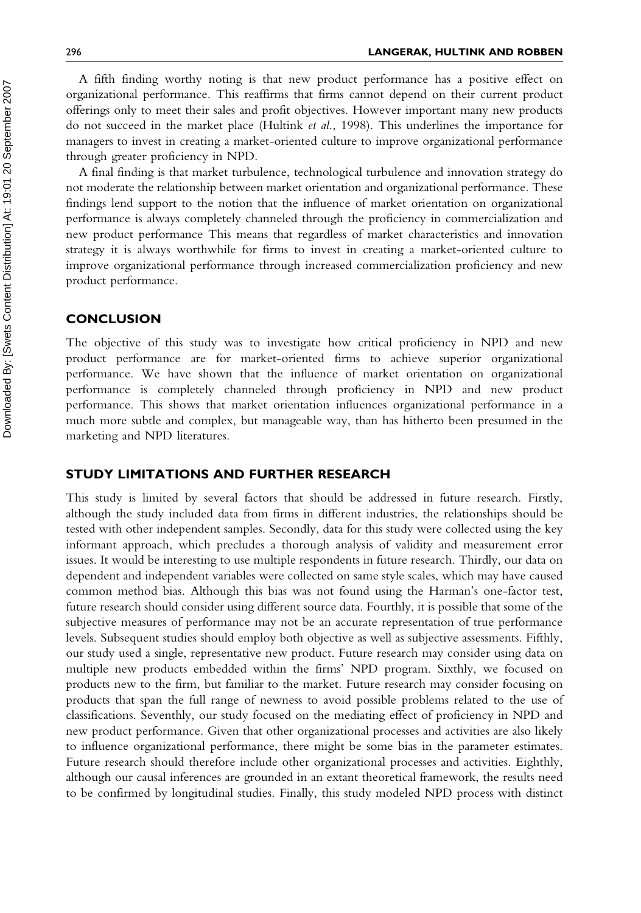A fifth finding worthy noting is that new product performance has a positive effect on organizational performance. This reaffirms that firms cannot depend on their current product offerings only to meet their sales and profit objectives. However important many new products do not succeed in the market place (Hultink *et al.*, 1998). This underlines the importance for managers to invest in creating a market-oriented culture to improve organizational performance through greater proficiency in NPD.

A final finding is that market turbulence, technological turbulence and innovation strategy do not moderate the relationship between market orientation and organizational performance. These findings lend support to the notion that the influence of market orientation on organizational performance is always completely channeled through the proficiency in commercialization and new product performance This means that regardless of market characteristics and innovation strategy it is always worthwhile for firms to invest in creating a market-oriented culture to improve organizational performance through increased commercialization proficiency and new product performance.

## CONCLUSION

The objective of this study was to investigate how critical proficiency in NPD and new product performance are for market-oriented firms to achieve superior organizational performance. We have shown that the influence of market orientation on organizational performance is completely channeled through proficiency in NPD and new product performance. This shows that market orientation influences organizational performance in a much more subtle and complex, but manageable way, than has hitherto been presumed in the marketing and NPD literatures.

## STUDY LIMITATIONS AND FURTHER RESEARCH

This study is limited by several factors that should be addressed in future research. Firstly, although the study included data from firms in different industries, the relationships should be tested with other independent samples. Secondly, data for this study were collected using the key informant approach, which precludes a thorough analysis of validity and measurement error issues. It would be interesting to use multiple respondents in future research. Thirdly, our data on dependent and independent variables were collected on same style scales, which may have caused common method bias. Although this bias was not found using the Harman's one-factor test, future research should consider using different source data. Fourthly, it is possible that some of the subjective measures of performance may not be an accurate representation of true performance levels. Subsequent studies should employ both objective as well as subjective assessments. Fifthly, our study used a single, representative new product. Future research may consider using data on multiple new products embedded within the firms' NPD program. Sixthly, we focused on products new to the firm, but familiar to the market. Future research may consider focusing on products that span the full range of newness to avoid possible problems related to the use of classifications. Seventhly, our study focused on the mediating effect of proficiency in NPD and new product performance. Given that other organizational processes and activities are also likely to influence organizational performance, there might be some bias in the parameter estimates. Future research should therefore include other organizational processes and activities. Eighthly, although our causal inferences are grounded in an extant theoretical framework, the results need to be confirmed by longitudinal studies. Finally, this study modeled NPD process with distinct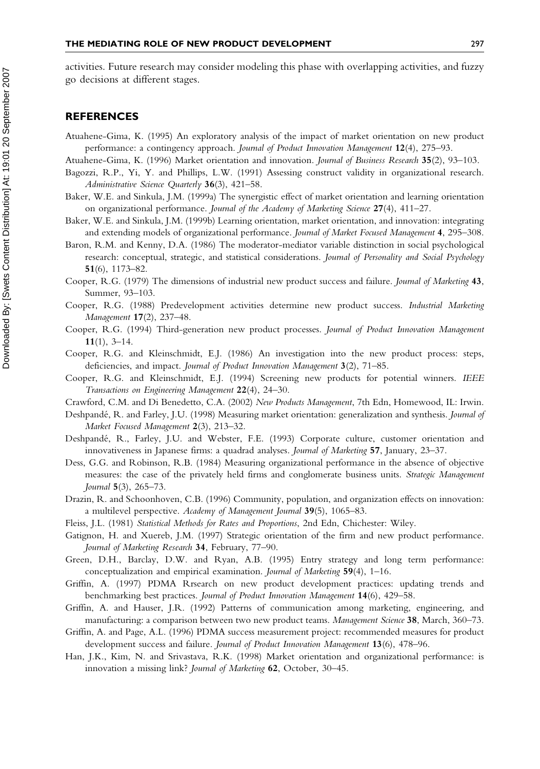activities. Future research may consider modeling this phase with overlapping activities, and fuzzy go decisions at different stages.

## REFERENCES

Atuahene-Gima, K. (1995) An exploratory analysis of the impact of market orientation on new product performance: a contingency approach. *Journal of Product Innovation Management* **12**(4), 275–93.

Atuahene-Gima, K. (1996) Market orientation and innovation. *Journal of Business Research* **35**(2), 93–103.

Bagozzi, R.P., Yi, Y. and Phillips, L.W. (1991) Assessing construct validity in organizational research. *Administrative Science Quarterly* **36**(3), 421–58.

Baker, W.E. and Sinkula, J.M. (1999a) The synergistic effect of market orientation and learning orientation on organizational performance. *Journal of the Academy of Marketing Science* **27**(4), 411–27.

Baker, W.E. and Sinkula, J.M. (1999b) Learning orientation, market orientation, and innovation: integrating and extending models of organizational performance. *Journal of Market Focused Management* **4**, 295–308.

Baron, R.M. and Kenny, D.A. (1986) The moderator-mediator variable distinction in social psychological research: conceptual, strategic, and statistical considerations. *Journal of Personality and Social Psychology* **51**(6), 1173–82.

Cooper, R.G. (1979) The dimensions of industrial new product success and failure. *Journal of Marketing* **43**, Summer, 93–103.

Cooper, R.G. (1988) Predevelopment activities determine new product success. *Industrial Marketing Management* **17**(2), 237–48.

Cooper, R.G. (1994) Third-generation new product processes. *Journal of Product Innovation Management* **11**(1), 3–14.

Cooper, R.G. and Kleinschmidt, E.J. (1986) An investigation into the new product process: steps, deficiencies, and impact. *Journal of Product Innovation Management* **3**(2), 71–85.

Cooper, R.G. and Kleinschmidt, E.J. (1994) Screening new products for potential winners. *IEEE Transactions on Engineering Management* **22**(4), 24–30.

Crawford, C.M. and Di Benedetto, C.A. (2002) *New Products Management*, 7th Edn, Homewood, IL: Irwin.

Deshpandé, R. and Farley, J.U. (1998) Measuring market orientation: generalization and synthesis. *Journal of Market Focused Management* **2**(3), 213–32.

Deshpandé, R., Farley, J.U. and Webster, F.E. (1993) Corporate culture, customer orientation and innovativeness in Japanese firms: a quadrad analyses. *Journal of Marketing* **57**, January, 23–37.

Dess, G.G. and Robinson, R.B. (1984) Measuring organizational performance in the absence of objective measures: the case of the privately held firms and conglomerate business units. *Strategic Management Journal* **5**(3), 265–73.

Drazin, R. and Schoonhoven, C.B. (1996) Community, population, and organization effects on innovation: a multilevel perspective. *Academy of Management Journal* **39**(5), 1065–83.

Fleiss, J.L. (1981) *Statistical Methods for Rates and Proportions*, 2nd Edn, Chichester: Wiley.

Gatignon, H. and Xuereb, J.M. (1997) Strategic orientation of the firm and new product performance. *Journal of Marketing Research* **34**, February, 77–90.

Green, D.H., Barclay, D.W. and Ryan, A.B. (1995) Entry strategy and long term performance: conceptualization and empirical examination. *Journal of Marketing* **59**(4), 1–16.

Griffin, A. (1997) PDMA Rrsearch on new product development practices: updating trends and benchmarking best practices. *Journal of Product Innovation Management* **14**(6), 429–58.

Griffin, A. and Hauser, J.R. (1992) Patterns of communication among marketing, engineering, and manufacturing: a comparison between two new product teams. *Management Science* **38**, March, 360–73.

Griffin, A. and Page, A.L. (1996) PDMA success measurement project: recommended measures for product development success and failure. *Journal of Product Innovation Management* **13**(6), 478–96.

Han, J.K., Kim, N. and Srivastava, R.K. (1998) Market orientation and organizational performance: is innovation a missing link? *Journal of Marketing* **62**, October, 30–45.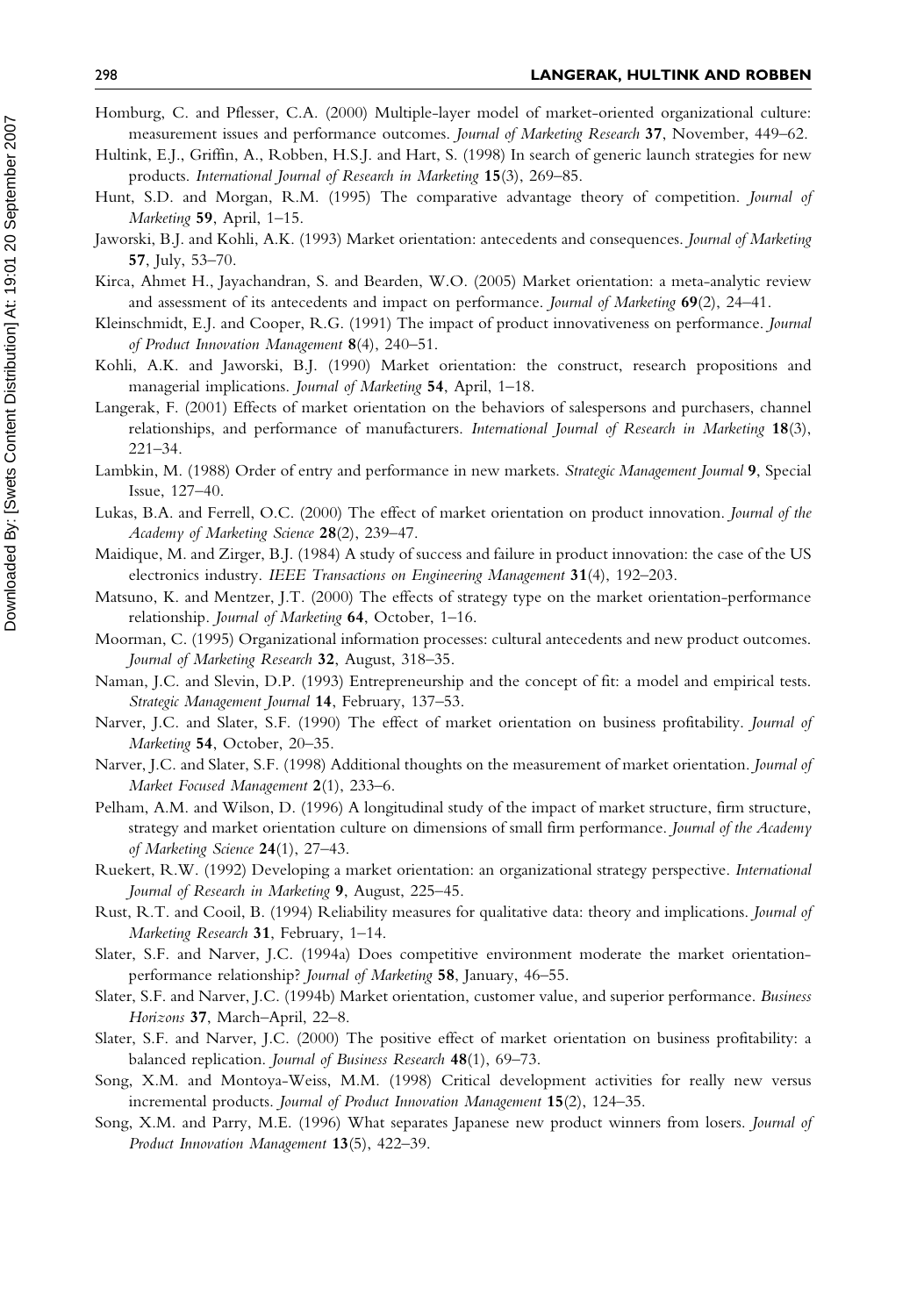Homburg, C. and Pflesser, C.A. (2000) Multiple-layer model of market-oriented organizational culture: measurement issues and performance outcomes. *Journal of Marketing Research* **37**, November, 449–62.

Hultink, E.J., Griffin, A., Robben, H.S.J. and Hart, S. (1998) In search of generic launch strategies for new products. *International Journal of Research in Marketing* **15**(3), 269–85.

Hunt, S.D. and Morgan, R.M. (1995) The comparative advantage theory of competition. *Journal of Marketing* **59**, April, 1–15.

Jaworski, B.J. and Kohli, A.K. (1993) Market orientation: antecedents and consequences. *Journal of Marketing* **57**, July, 53–70.

Kirca, Ahmet H., Jayachandran, S. and Bearden, W.O. (2005) Market orientation: a meta-analytic review and assessment of its antecedents and impact on performance. *Journal of Marketing* **69**(2), 24–41.

Kleinschmidt, E.J. and Cooper, R.G. (1991) The impact of product innovativeness on performance. *Journal of Product Innovation Management* **8**(4), 240–51.

Kohli, A.K. and Jaworski, B.J. (1990) Market orientation: the construct, research propositions and managerial implications. *Journal of Marketing* **54**, April, 1–18.

Langerak, F. (2001) Effects of market orientation on the behaviors of salespersons and purchasers, channel relationships, and performance of manufacturers. *International Journal of Research in Marketing* **18**(3), 221–34.

Lambkin, M. (1988) Order of entry and performance in new markets. *Strategic Management Journal* **9**, Special Issue, 127–40.

Lukas, B.A. and Ferrell, O.C. (2000) The effect of market orientation on product innovation. *Journal of the Academy of Marketing Science* **28**(2), 239–47.

Maidique, M. and Zirger, B.J. (1984) A study of success and failure in product innovation: the case of the US electronics industry. *IEEE Transactions on Engineering Management* **31**(4), 192–203.

Matsuno, K. and Mentzer, J.T. (2000) The effects of strategy type on the market orientation-performance relationship. *Journal of Marketing* **64**, October, 1–16.

Moorman, C. (1995) Organizational information processes: cultural antecedents and new product outcomes. *Journal of Marketing Research* **32**, August, 318–35.

Naman, J.C. and Slevin, D.P. (1993) Entrepreneurship and the concept of fit: a model and empirical tests. *Strategic Management Journal* **14**, February, 137–53.

Narver, J.C. and Slater, S.F. (1990) The effect of market orientation on business profitability. *Journal of Marketing* **54**, October, 20–35.

Narver, J.C. and Slater, S.F. (1998) Additional thoughts on the measurement of market orientation. *Journal of Market Focused Management* **2**(1), 233–6.

Pelham, A.M. and Wilson, D. (1996) A longitudinal study of the impact of market structure, firm structure, strategy and market orientation culture on dimensions of small firm performance. *Journal of the Academy of Marketing Science* **24**(1), 27–43.

Ruekert, R.W. (1992) Developing a market orientation: an organizational strategy perspective. *International Journal of Research in Marketing* **9**, August, 225–45.

Rust, R.T. and Cooil, B. (1994) Reliability measures for qualitative data: theory and implications. *Journal of Marketing Research* **31**, February, 1–14.

Slater, S.F. and Narver, J.C. (1994a) Does competitive environment moderate the market orientation-performance relationship? *Journal of Marketing* **58**, January, 46–55.

Slater, S.F. and Narver, J.C. (1994b) Market orientation, customer value, and superior performance. *Business Horizons* **37**, March–April, 22–8.

Slater, S.F. and Narver, J.C. (2000) The positive effect of market orientation on business profitability: a balanced replication. *Journal of Business Research* **48**(1), 69–73.

Song, X.M. and Montoya-Weiss, M.M. (1998) Critical development activities for really new versus incremental products. *Journal of Product Innovation Management* **15**(2), 124–35.

Song, X.M. and Parry, M.E. (1996) What separates Japanese new product winners from losers. *Journal of Product Innovation Management* **13**(5), 422–39.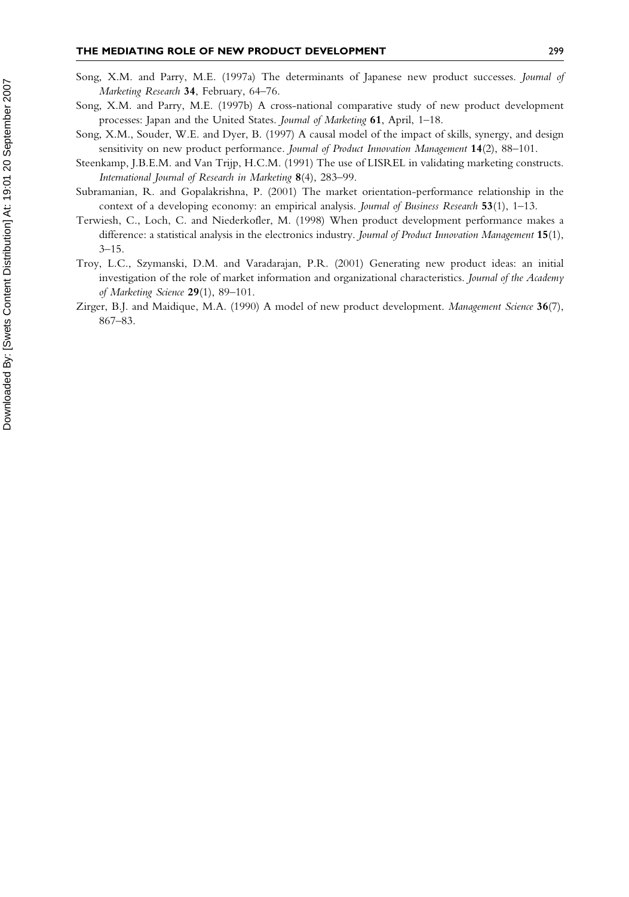Song, X.M. and Parry, M.E. (1997a) The determinants of Japanese new product successes. *Journal of Marketing Research* **34**, February, 64–76.

Song, X.M. and Parry, M.E. (1997b) A cross-national comparative study of new product development processes: Japan and the United States. *Journal of Marketing* **61**, April, 1–18.

Song, X.M., Souder, W.E. and Dyer, B. (1997) A causal model of the impact of skills, synergy, and design sensitivity on new product performance. *Journal of Product Innovation Management* **14**(2), 88–101.

Steenkamp, J.B.E.M. and Van Trijp, H.C.M. (1991) The use of LISREL in validating marketing constructs. *International Journal of Research in Marketing* **8**(4), 283–99.

Subramanian, R. and Gopalakrishna, P. (2001) The market orientation-performance relationship in the context of a developing economy: an empirical analysis. *Journal of Business Research* **53**(1), 1–13.

Terwiesh, C., Loch, C. and Niederkofler, M. (1998) When product development performance makes a difference: a statistical analysis in the electronics industry. *Journal of Product Innovation Management* **15**(1), 3–15.

Troy, L.C., Szymanski, D.M. and Varadarajan, P.R. (2001) Generating new product ideas: an initial investigation of the role of market information and organizational characteristics. *Journal of the Academy of Marketing Science* **29**(1), 89–101.

Zirger, B.J. and Maidique, M.A. (1990) A model of new product development. *Management Science* **36**(7), 867–83.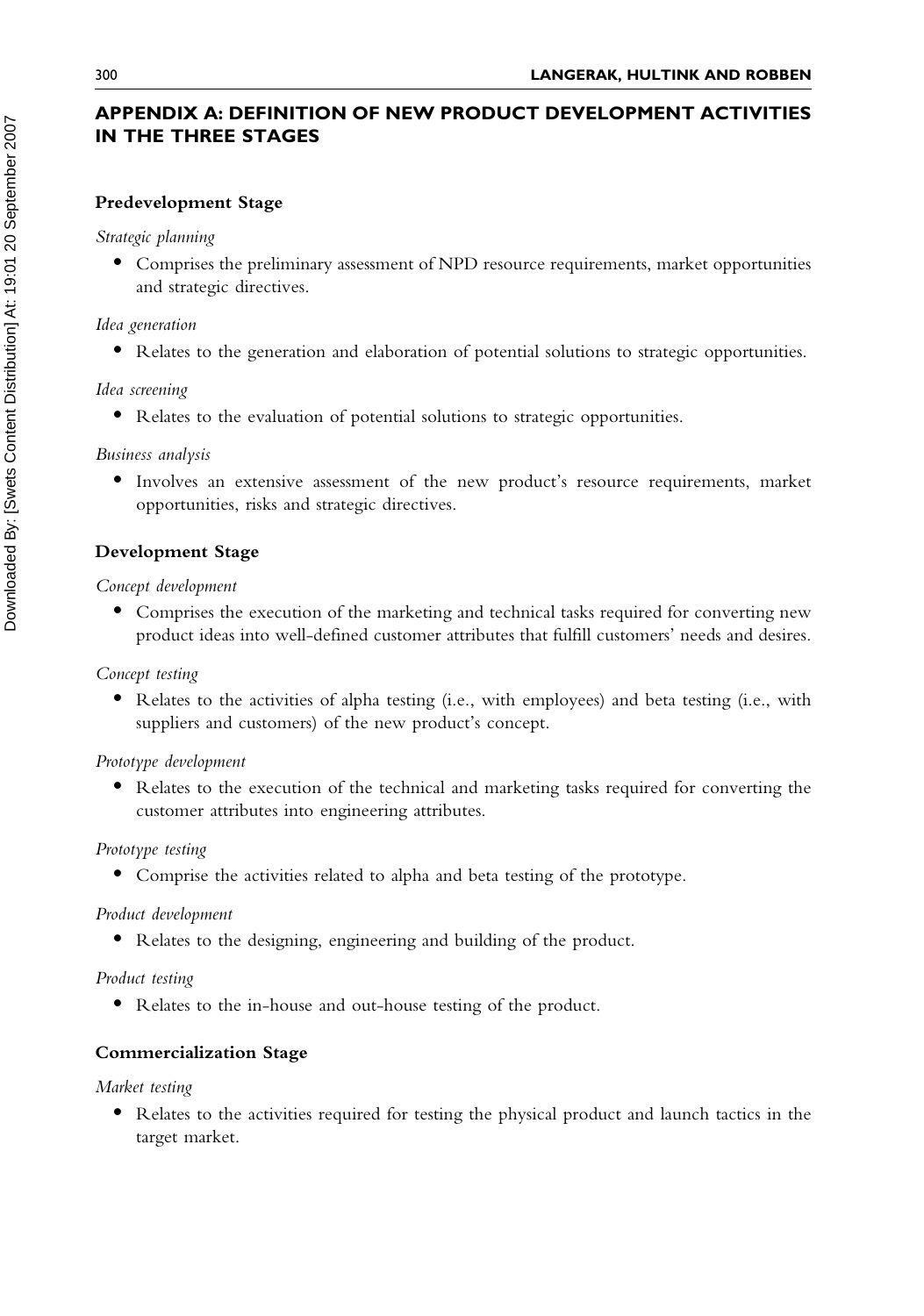## APPENDIX A: DEFINITION OF NEW PRODUCT DEVELOPMENT ACTIVITIES IN THE THREE STAGES

### Predevelopment Stage

*Strategic planning*

- Comprises the preliminary assessment of NPD resource requirements, market opportunities and strategic directives.

*Idea generation*

- Relates to the generation and elaboration of potential solutions to strategic opportunities.

*Idea screening*

- Relates to the evaluation of potential solutions to strategic opportunities.

*Business analysis*

- Involves an extensive assessment of the new product's resource requirements, market opportunities, risks and strategic directives.

### Development Stage

*Concept development*

- Comprises the execution of the marketing and technical tasks required for converting new product ideas into well-defined customer attributes that fulfill customers' needs and desires.

*Concept testing*

- Relates to the activities of alpha testing (i.e., with employees) and beta testing (i.e., with suppliers and customers) of the new product's concept.

*Prototype development*

- Relates to the execution of the technical and marketing tasks required for converting the customer attributes into engineering attributes.

*Prototype testing*

- Comprise the activities related to alpha and beta testing of the prototype.

*Product development*

- Relates to the designing, engineering and building of the product.

*Product testing*

- Relates to the in-house and out-house testing of the product.

### Commercialization Stage

*Market testing*

- Relates to the activities required for testing the physical product and launch tactics in the target market.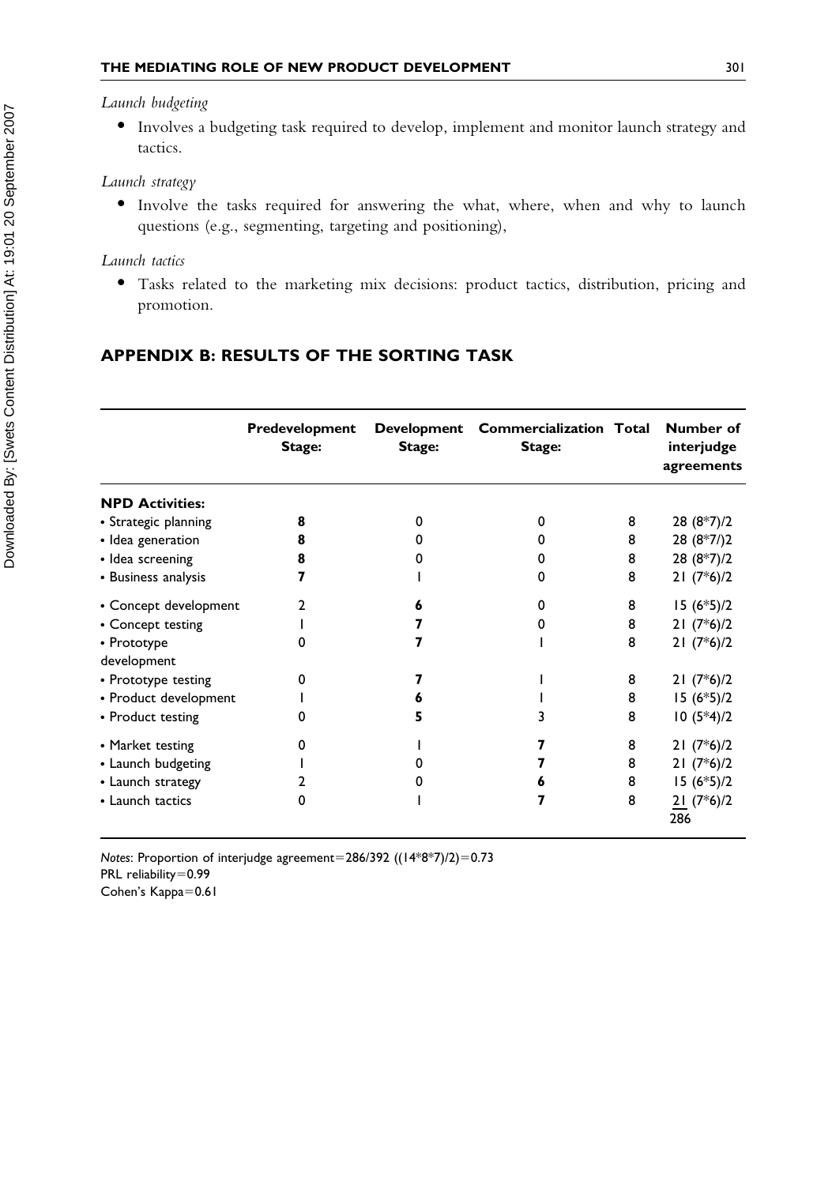*Launch budgeting*

- Involves a budgeting task required to develop, implement and monitor launch strategy and tactics.

*Launch strategy*

- Involve the tasks required for answering the what, where, when and why to launch questions (e.g., segmenting, targeting and positioning),

*Launch tactics*

- Tasks related to the marketing mix decisions: product tactics, distribution, pricing and promotion.

## APPENDIX B: RESULTS OF THE SORTING TASK

| | Predevelopment Stage: | Development Stage: | Commercialization Stage: | Total | Number of interjudge agreements |
|---|---|---|---|---|---|
| **NPD Activities:** | | | | | |
| • Strategic planning | **8** | 0 | 0 | 8 | 28 (8*7)/2 |
| • Idea generation | **8** | 0 | 0 | 8 | 28 (8*7/)2 |
| • Idea screening | **8** | 0 | 0 | 8 | 28 (8*7)/2 |
| • Business analysis | **7** | 1 | 0 | 8 | 21 (7*6)/2 |
| • Concept development | 2 | **6** | 0 | 8 | 15 (6*5)/2 |
| • Concept testing | 1 | **7** | 0 | 8 | 21 (7*6)/2 |
| • Prototype development | 0 | **7** | 1 | 8 | 21 (7*6)/2 |
| • Prototype testing | 0 | **7** | 1 | 8 | 21 (7*6)/2 |
| • Product development | 1 | **6** | 1 | 8 | 15 (6*5)/2 |
| • Product testing | 0 | **5** | 3 | 8 | 10 (5*4)/2 |
| • Market testing | 0 | 1 | **7** | 8 | 21 (7*6)/2 |
| • Launch budgeting | 1 | 0 | **7** | 8 | 21 (7*6)/2 |
| • Launch strategy | 2 | 0 | **6** | 8 | 15 (6*5)/2 |
| • Launch tactics | 0 | 1 | **7** | 8 | 21 (7*6)/2 |
| | | | | | 286 |

*Notes*: Proportion of interjudge agreement=286/392 ((14*8*7)/2)=0.73
PRL reliability=0.99
Cohen's Kappa=0.61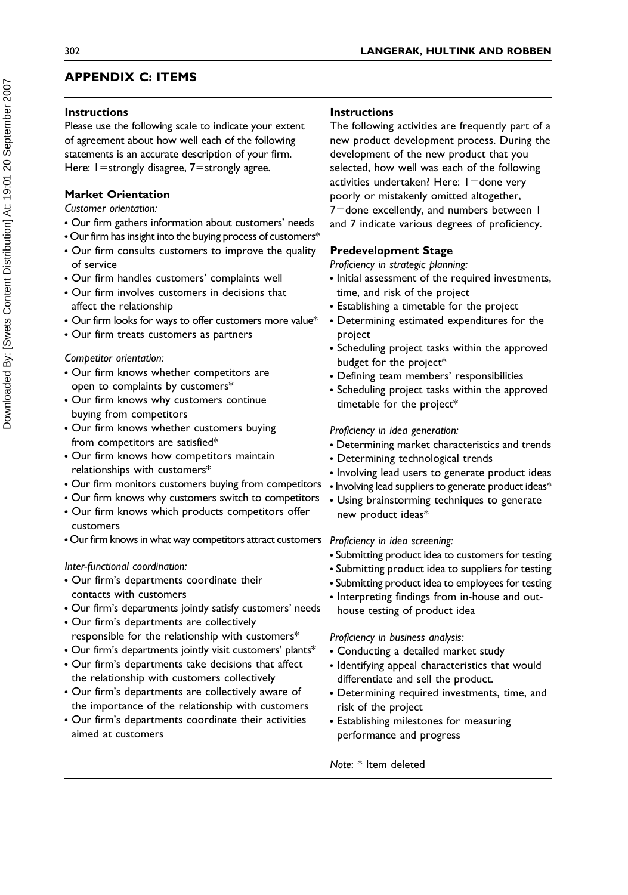## APPENDIX C: ITEMS

**Instructions**

Please use the following scale to indicate your extent of agreement about how well each of the following statements is an accurate description of your firm. Here: 1=strongly disagree, 7=strongly agree.

### Market Orientation

*Customer orientation:*

- Our firm gathers information about customers' needs
- Our firm has insight into the buying process of customers*
- Our firm consults customers to improve the quality of service
- Our firm handles customers' complaints well
- Our firm involves customers in decisions that affect the relationship
- Our firm looks for ways to offer customers more value*
- Our firm treats customers as partners

*Competitor orientation:*

- Our firm knows whether competitors are open to complaints by customers*
- Our firm knows why customers continue buying from competitors
- Our firm knows whether customers buying from competitors are satisfied*
- Our firm knows how competitors maintain relationships with customers*
- Our firm monitors customers buying from competitors
- Our firm knows why customers switch to competitors
- Our firm knows which products competitors offer customers
- Our firm knows in what way competitors attract customers

*Inter-functional coordination:*

- Our firm's departments coordinate their contacts with customers
- Our firm's departments jointly satisfy customers' needs
- Our firm's departments are collectively responsible for the relationship with customers*
- Our firm's departments jointly visit customers' plants*
- Our firm's departments take decisions that affect the relationship with customers collectively
- Our firm's departments are collectively aware of the importance of the relationship with customers
- Our firm's departments coordinate their activities aimed at customers

**Instructions**

The following activities are frequently part of a new product development process. During the development of the new product that you selected, how well was each of the following activities undertaken? Here: 1=done very poorly or mistakenly omitted altogether, 7=done excellently, and numbers between 1 and 7 indicate various degrees of proficiency.

### Predevelopment Stage

*Proficiency in strategic planning:*

- Initial assessment of the required investments, time, and risk of the project
- Establishing a timetable for the project
- Determining estimated expenditures for the project
- Scheduling project tasks within the approved budget for the project*
- Defining team members' responsibilities
- Scheduling project tasks within the approved timetable for the project*

*Proficiency in idea generation:*

- Determining market characteristics and trends
- Determining technological trends
- Involving lead users to generate product ideas
- Involving lead suppliers to generate product ideas*
- Using brainstorming techniques to generate new product ideas*

*Proficiency in idea screening:*

- Submitting product idea to customers for testing
- Submitting product idea to suppliers for testing
- Submitting product idea to employees for testing
- Interpreting findings from in-house and out-house testing of product idea

*Proficiency in business analysis:*

- Conducting a detailed market study
- Identifying appeal characteristics that would differentiate and sell the product.
- Determining required investments, time, and risk of the project
- Establishing milestones for measuring performance and progress

*Note*: * Item deleted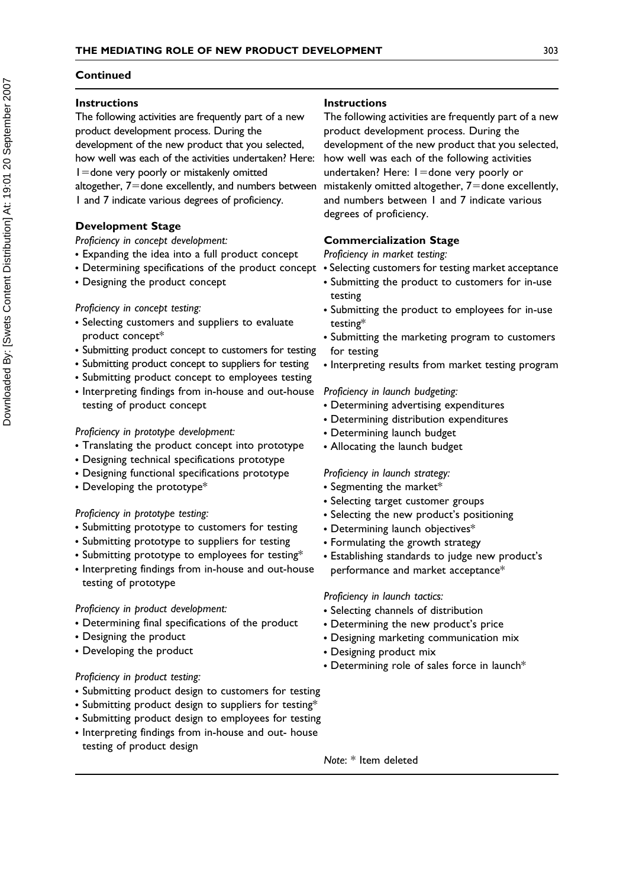**Continued**

**Instructions**

The following activities are frequently part of a new product development process. During the development of the new product that you selected, how well was each of the activities undertaken? Here: 1=done very poorly or mistakenly omitted altogether, 7=done excellently, and numbers between 1 and 7 indicate various degrees of proficiency.

**Development Stage**

*Proficiency in concept development:*

- Expanding the idea into a full product concept
- Determining specifications of the product concept
- Designing the product concept

*Proficiency in concept testing:*

- Selecting customers and suppliers to evaluate product concept*
- Submitting product concept to customers for testing
- Submitting product concept to suppliers for testing
- Submitting product concept to employees testing
- Interpreting findings from in-house and out-house testing of product concept

*Proficiency in prototype development:*

- Translating the product concept into prototype
- Designing technical specifications prototype
- Designing functional specifications prototype
- Developing the prototype*

*Proficiency in prototype testing:*

- Submitting prototype to customers for testing
- Submitting prototype to suppliers for testing
- Submitting prototype to employees for testing*
- Interpreting findings from in-house and out-house testing of prototype

*Proficiency in product development:*

- Determining final specifications of the product
- Designing the product
- Developing the product

*Proficiency in product testing:*

- Submitting product design to customers for testing
- Submitting product design to suppliers for testing*
- Submitting product design to employees for testing
- Interpreting findings from in-house and out- house testing of product design

**Instructions**

The following activities are frequently part of a new product development process. During the development of the new product that you selected, how well was each of the following activities undertaken? Here: 1=done very poorly or mistakenly omitted altogether, 7=done excellently, and numbers between 1 and 7 indicate various degrees of proficiency.

**Commercialization Stage**

*Proficiency in market testing:*

- Selecting customers for testing market acceptance
- Submitting the product to customers for in-use testing
- Submitting the product to employees for in-use testing*
- Submitting the marketing program to customers for testing
- Interpreting results from market testing program

*Proficiency in launch budgeting:*

- Determining advertising expenditures
- Determining distribution expenditures
- Determining launch budget
- Allocating the launch budget

*Proficiency in launch strategy:*

- Segmenting the market*
- Selecting target customer groups
- Selecting the new product's positioning
- Determining launch objectives*
- Formulating the growth strategy
- Establishing standards to judge new product's performance and market acceptance*

*Proficiency in launch tactics:*

- Selecting channels of distribution
- Determining the new product's price
- Designing marketing communication mix
- Designing product mix
- Determining role of sales force in launch*

*Note*: * Item deleted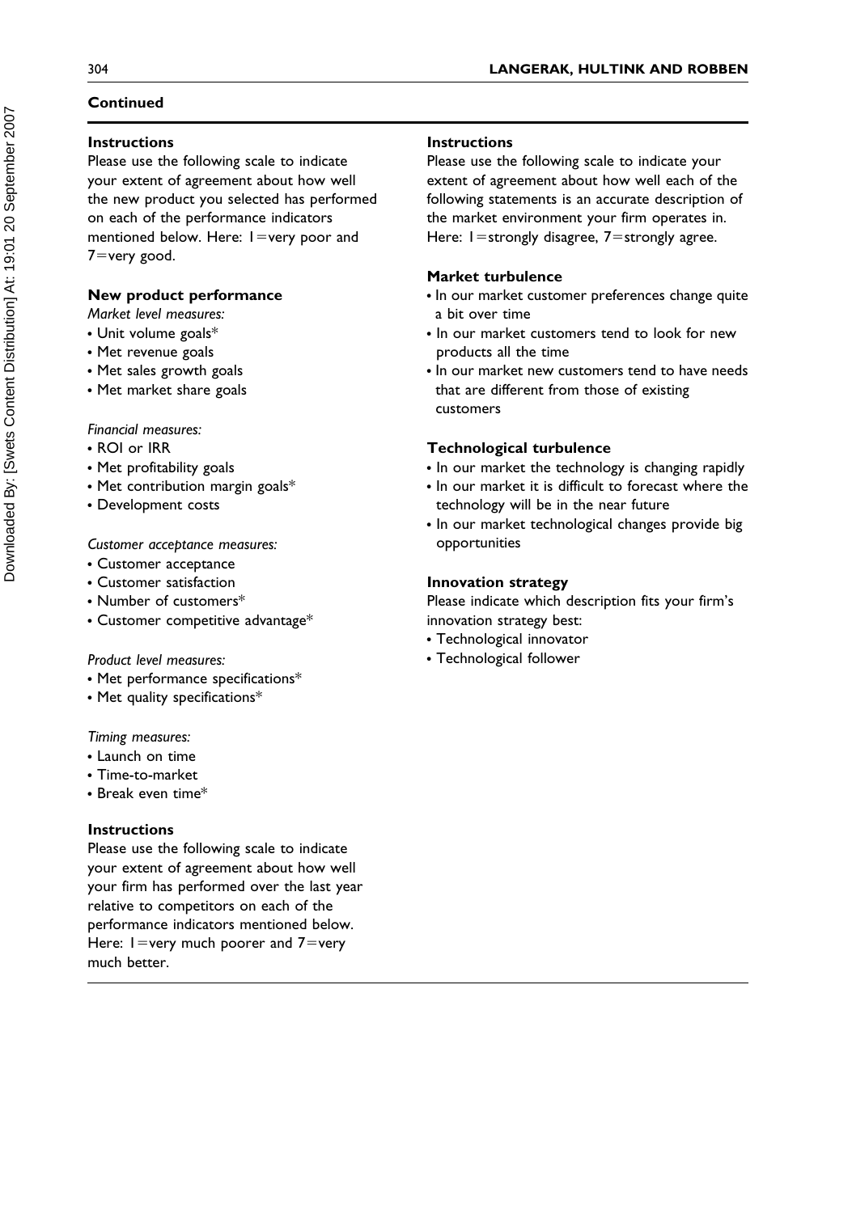**Continued**

**Instructions**

Please use the following scale to indicate your extent of agreement about how well the new product you selected has performed on each of the performance indicators mentioned below. Here: 1=very poor and 7=very good.

**New product performance**

*Market level measures:*

- Unit volume goals*
- Met revenue goals
- Met sales growth goals
- Met market share goals

*Financial measures:*

- ROI or IRR
- Met profitability goals
- Met contribution margin goals*
- Development costs

*Customer acceptance measures:*

- Customer acceptance
- Customer satisfaction
- Number of customers*
- Customer competitive advantage*

*Product level measures:*

- Met performance specifications*
- Met quality specifications*

*Timing measures:*

- Launch on time
- Time-to-market
- Break even time*

**Instructions**

Please use the following scale to indicate your extent of agreement about how well your firm has performed over the last year relative to competitors on each of the performance indicators mentioned below. Here: 1=very much poorer and 7=very much better.

**Instructions**

Please use the following scale to indicate your extent of agreement about how well each of the following statements is an accurate description of the market environment your firm operates in. Here: 1=strongly disagree, 7=strongly agree.

**Market turbulence**

- In our market customer preferences change quite a bit over time
- In our market customers tend to look for new products all the time
- In our market new customers tend to have needs that are different from those of existing customers

**Technological turbulence**

- In our market the technology is changing rapidly
- In our market it is difficult to forecast where the technology will be in the near future
- In our market technological changes provide big opportunities

**Innovation strategy**

Please indicate which description fits your firm's innovation strategy best:

- Technological innovator
- Technological follower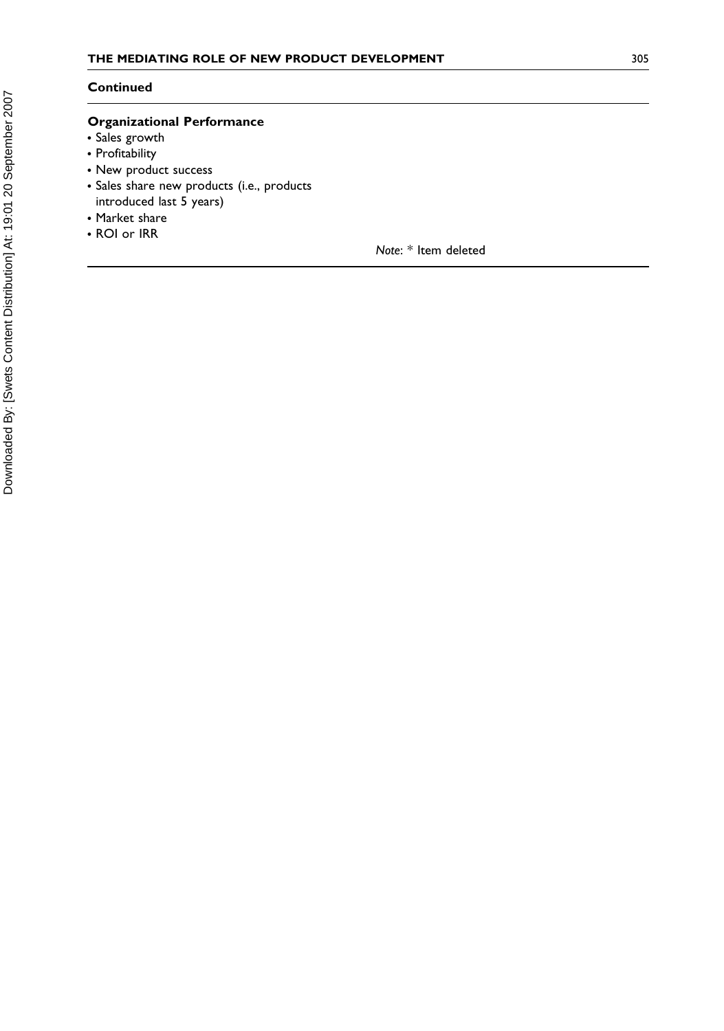**Continued**

**Organizational Performance**

- Sales growth
- Profitability
- New product success
- Sales share new products (i.e., products introduced last 5 years)
- Market share
- ROI or IRR

*Note*: * Item deleted